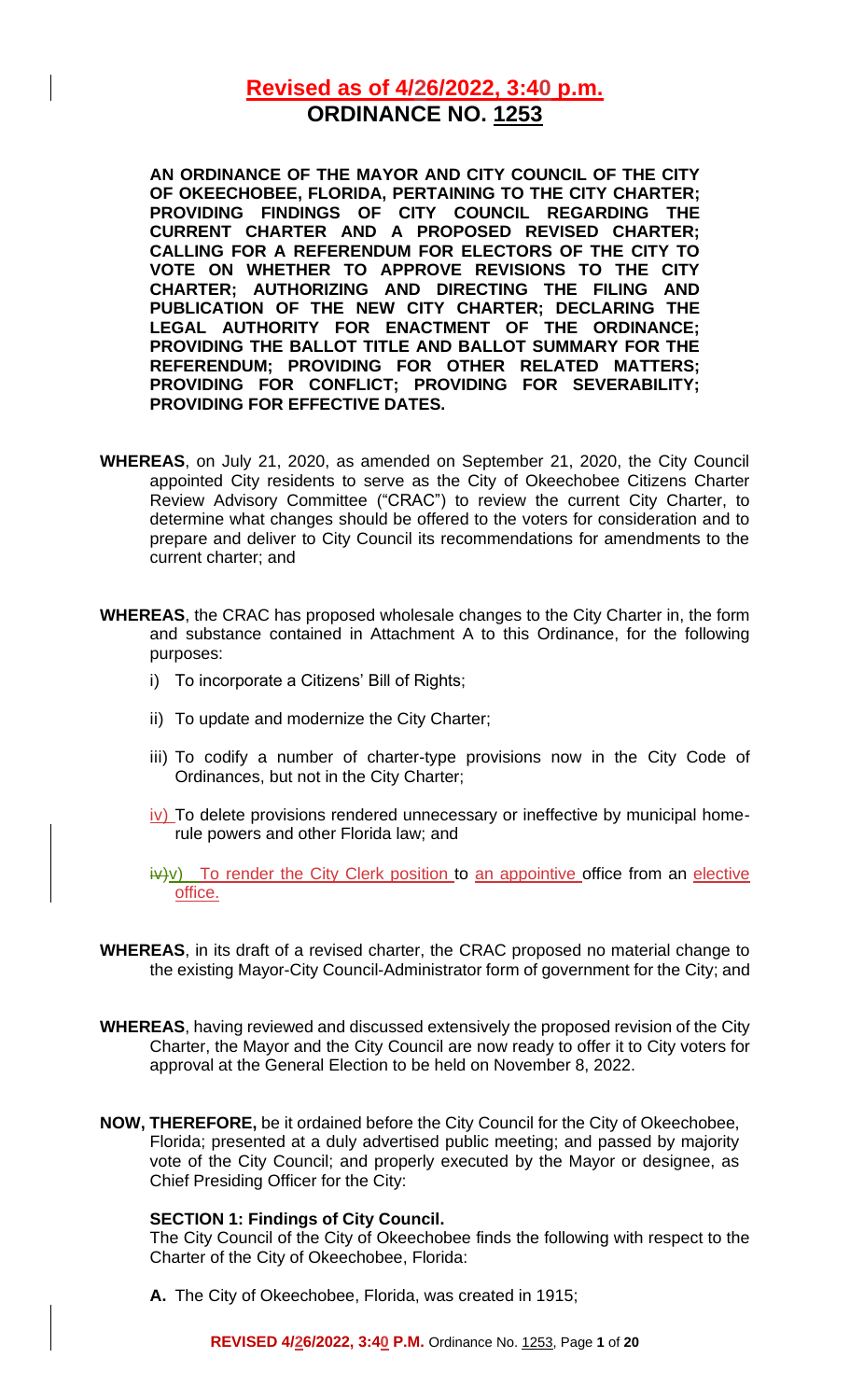# Revised as of 4/26/2022, 3:40 p.m.

# ORDINANCE NO. 1253

**AN ORDINANCE OF THE MAYOR AND CITY COUNCIL OF THE CITY OF OKEECHOBEE, FLORIDA, PERTAINING TO THE CITY CHARTER; PROVIDING FINDINGS OF CITY COUNCIL REGARDING THE CURRENT CHARTER AND A PROPOSED REVISED CHARTER; CALLING FOR A REFERENDUM FOR ELECTORS OF THE CITY TO VOTE ON WHETHER TO APPROVE REVISIONS TO THE CITY CHARTER; AUTHORIZING AND DIRECTING THE FILING AND PUBLICATION OF THE NEW CITY CHARTER; DECLARING THE LEGAL AUTHORITY FOR ENACTMENT OF THE ORDINANCE; PROVIDING THE BALLOT TITLE AND BALLOT SUMMARY FOR THE REFERENDUM; PROVIDING FOR OTHER RELATED MATTERS; PROVIDING FOR CONFLICT; PROVIDING FOR SEVERABILITY; PROVIDING FOR EFFECTIVE DATES.**

**WHEREAS**, on July 21, 2020, as amended on September 21, 2020, the City Council appointed City residents to serve as the City of Okeechobee Citizens Charter Review Advisory Committee ("CRAC") to review the current City Charter, to determine what changes should be offered to the voters for consideration and to prepare and deliver to City Council its recommendations for amendments to the current charter; and

**WHEREAS**, the CRAC has proposed wholesale changes to the City Charter in, the form and substance contained in Attachment A to this Ordinance, for the following purposes:

i) To incorporate a Citizens' Bill of Rights;

ii) To update and modernize the City Charter;

iii) To codify a number of charter-type provisions now in the City Code of Ordinances, but not in the City Charter;

iv) To delete provisions rendered unnecessary or ineffective by municipal home-rule powers and other Florida law; and

~~iv)~~v) To render the City Clerk position to an appointive office from an elective office.

**WHEREAS**, in its draft of a revised charter, the CRAC proposed no material change to the existing Mayor-City Council-Administrator form of government for the City; and

**WHEREAS**, having reviewed and discussed extensively the proposed revision of the City Charter, the Mayor and the City Council are now ready to offer it to City voters for approval at the General Election to be held on November 8, 2022.

**NOW, THEREFORE,** be it ordained before the City Council for the City of Okeechobee, Florida; presented at a duly advertised public meeting; and passed by majority vote of the City Council; and properly executed by the Mayor or designee, as Chief Presiding Officer for the City:

**SECTION 1: Findings of City Council.**

The City Council of the City of Okeechobee finds the following with respect to the Charter of the City of Okeechobee, Florida:

**A.** The City of Okeechobee, Florida, was created in 1915;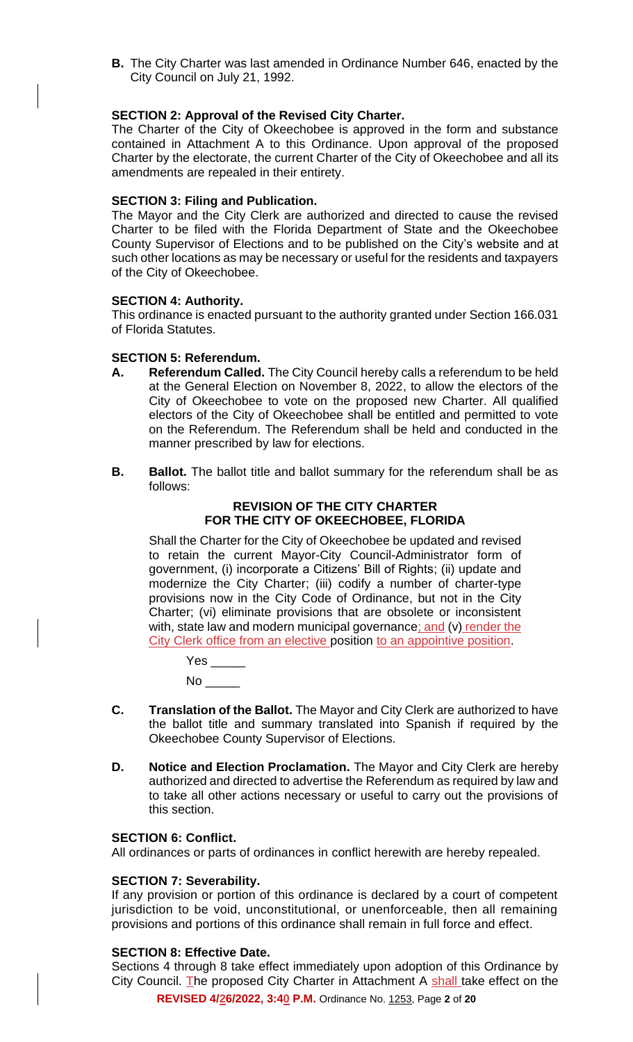**B.** The City Charter was last amended in Ordinance Number 646, enacted by the City Council on July 21, 1992.

**SECTION 2: Approval of the Revised City Charter.**

The Charter of the City of Okeechobee is approved in the form and substance contained in Attachment A to this Ordinance. Upon approval of the proposed Charter by the electorate, the current Charter of the City of Okeechobee and all its amendments are repealed in their entirety.

**SECTION 3: Filing and Publication.**

The Mayor and the City Clerk are authorized and directed to cause the revised Charter to be filed with the Florida Department of State and the Okeechobee County Supervisor of Elections and to be published on the City's website and at such other locations as may be necessary or useful for the residents and taxpayers of the City of Okeechobee.

**SECTION 4: Authority.**

This ordinance is enacted pursuant to the authority granted under Section 166.031 of Florida Statutes.

**SECTION 5: Referendum.**

**A. Referendum Called.** The City Council hereby calls a referendum to be held at the General Election on November 8, 2022, to allow the electors of the City of Okeechobee to vote on the proposed new Charter. All qualified electors of the City of Okeechobee shall be entitled and permitted to vote on the Referendum. The Referendum shall be held and conducted in the manner prescribed by law for elections.

**B. Ballot.** The ballot title and ballot summary for the referendum shall be as follows:

**REVISION OF THE CITY CHARTER
FOR THE CITY OF OKEECHOBEE, FLORIDA**

Shall the Charter for the City of Okeechobee be updated and revised to retain the current Mayor-City Council-Administrator form of government, (i) incorporate a Citizens' Bill of Rights; (ii) update and modernize the City Charter; (iii) codify a number of charter-type provisions now in the City Code of Ordinance, but not in the City Charter; (vi) eliminate provisions that are obsolete or inconsistent with, state law and modern municipal governance; and (v) render the City Clerk office from an elective position to an appointive position.

Yes _____

No _____

**C. Translation of the Ballot.** The Mayor and City Clerk are authorized to have the ballot title and summary translated into Spanish if required by the Okeechobee County Supervisor of Elections.

**D. Notice and Election Proclamation.** The Mayor and City Clerk are hereby authorized and directed to advertise the Referendum as required by law and to take all other actions necessary or useful to carry out the provisions of this section.

**SECTION 6: Conflict.**

All ordinances or parts of ordinances in conflict herewith are hereby repealed.

**SECTION 7: Severability.**

If any provision or portion of this ordinance is declared by a court of competent jurisdiction to be void, unconstitutional, or unenforceable, then all remaining provisions and portions of this ordinance shall remain in full force and effect.

**SECTION 8: Effective Date.**

Sections 4 through 8 take effect immediately upon adoption of this Ordinance by City Council. The proposed City Charter in Attachment A shall take effect on the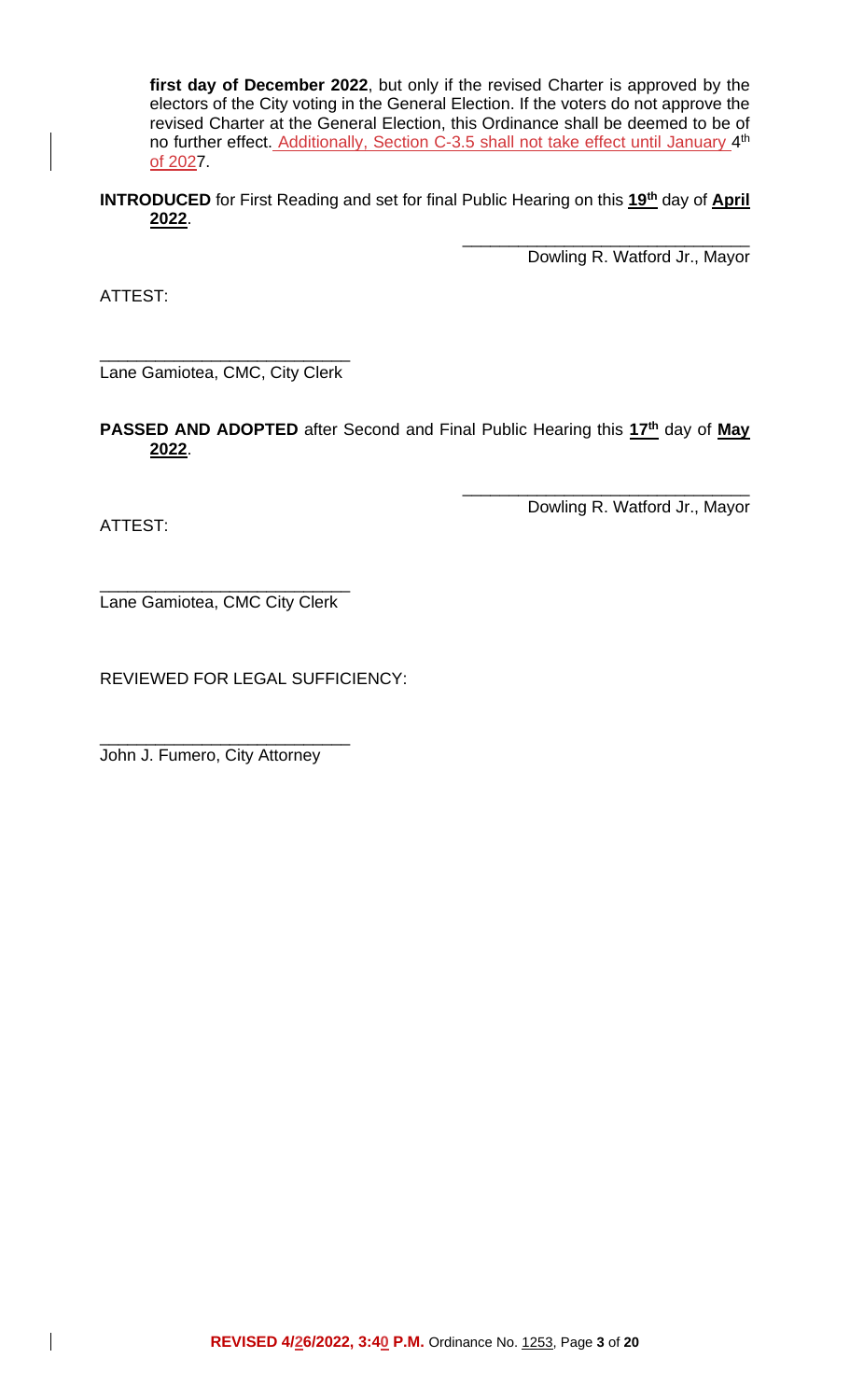**first day of December 2022**, but only if the revised Charter is approved by the electors of the City voting in the General Election. If the voters do not approve the revised Charter at the General Election, this Ordinance shall be deemed to be of no further effect. Additionally, Section C-3.5 shall not take effect until January 4th of 2027.

**INTRODUCED** for First Reading and set for final Public Hearing on this **19th** day of **April 2022**.

\_\_\_\_\_\_\_\_\_\_\_\_\_\_\_\_\_\_\_\_\_\_\_\_\_\_\_\_\_\_\_\_
Dowling R. Watford Jr., Mayor

ATTEST:

\_\_\_\_\_\_\_\_\_\_\_\_\_\_\_\_\_\_\_\_\_\_\_\_\_\_\_\_
Lane Gamiotea, CMC, City Clerk

**PASSED AND ADOPTED** after Second and Final Public Hearing this **17th** day of **May 2022**.

\_\_\_\_\_\_\_\_\_\_\_\_\_\_\_\_\_\_\_\_\_\_\_\_\_\_\_\_\_\_\_\_
Dowling R. Watford Jr., Mayor

ATTEST:

\_\_\_\_\_\_\_\_\_\_\_\_\_\_\_\_\_\_\_\_\_\_\_\_\_\_\_\_
Lane Gamiotea, CMC City Clerk

REVIEWED FOR LEGAL SUFFICIENCY:

\_\_\_\_\_\_\_\_\_\_\_\_\_\_\_\_\_\_\_\_\_\_\_\_\_\_\_\_
John J. Fumero, City Attorney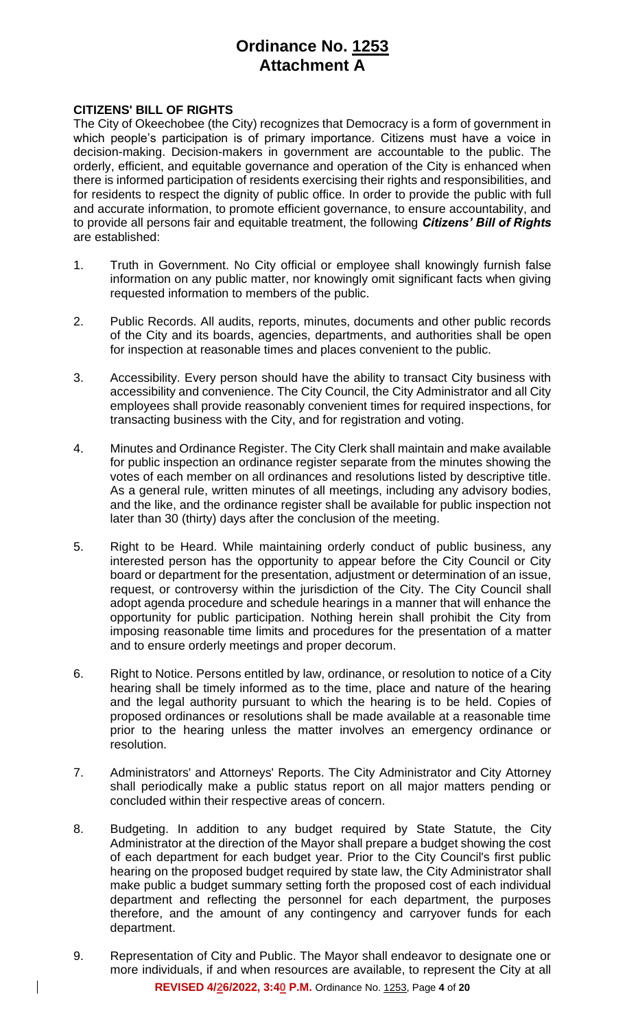# Ordinance No. 1253
# Attachment A

**CITIZENS' BILL OF RIGHTS**

The City of Okeechobee (the City) recognizes that Democracy is a form of government in which people's participation is of primary importance. Citizens must have a voice in decision-making. Decision-makers in government are accountable to the public. The orderly, efficient, and equitable governance and operation of the City is enhanced when there is informed participation of residents exercising their rights and responsibilities, and for residents to respect the dignity of public office. In order to provide the public with full and accurate information, to promote efficient governance, to ensure accountability, and to provide all persons fair and equitable treatment, the following ***Citizens' Bill of Rights*** are established:

1. Truth in Government. No City official or employee shall knowingly furnish false information on any public matter, nor knowingly omit significant facts when giving requested information to members of the public.

2. Public Records. All audits, reports, minutes, documents and other public records of the City and its boards, agencies, departments, and authorities shall be open for inspection at reasonable times and places convenient to the public.

3. Accessibility. Every person should have the ability to transact City business with accessibility and convenience. The City Council, the City Administrator and all City employees shall provide reasonably convenient times for required inspections, for transacting business with the City, and for registration and voting.

4. Minutes and Ordinance Register. The City Clerk shall maintain and make available for public inspection an ordinance register separate from the minutes showing the votes of each member on all ordinances and resolutions listed by descriptive title. As a general rule, written minutes of all meetings, including any advisory bodies, and the like, and the ordinance register shall be available for public inspection not later than 30 (thirty) days after the conclusion of the meeting.

5. Right to be Heard. While maintaining orderly conduct of public business, any interested person has the opportunity to appear before the City Council or City board or department for the presentation, adjustment or determination of an issue, request, or controversy within the jurisdiction of the City. The City Council shall adopt agenda procedure and schedule hearings in a manner that will enhance the opportunity for public participation. Nothing herein shall prohibit the City from imposing reasonable time limits and procedures for the presentation of a matter and to ensure orderly meetings and proper decorum.

6. Right to Notice. Persons entitled by law, ordinance, or resolution to notice of a City hearing shall be timely informed as to the time, place and nature of the hearing and the legal authority pursuant to which the hearing is to be held. Copies of proposed ordinances or resolutions shall be made available at a reasonable time prior to the hearing unless the matter involves an emergency ordinance or resolution.

7. Administrators' and Attorneys' Reports. The City Administrator and City Attorney shall periodically make a public status report on all major matters pending or concluded within their respective areas of concern.

8. Budgeting. In addition to any budget required by State Statute, the City Administrator at the direction of the Mayor shall prepare a budget showing the cost of each department for each budget year. Prior to the City Council's first public hearing on the proposed budget required by state law, the City Administrator shall make public a budget summary setting forth the proposed cost of each individual department and reflecting the personnel for each department, the purposes therefore, and the amount of any contingency and carryover funds for each department.

9. Representation of City and Public. The Mayor shall endeavor to designate one or more individuals, if and when resources are available, to represent the City at all

**REVISED 4/26/2022, 3:40 P.M.** Ordinance No. 1253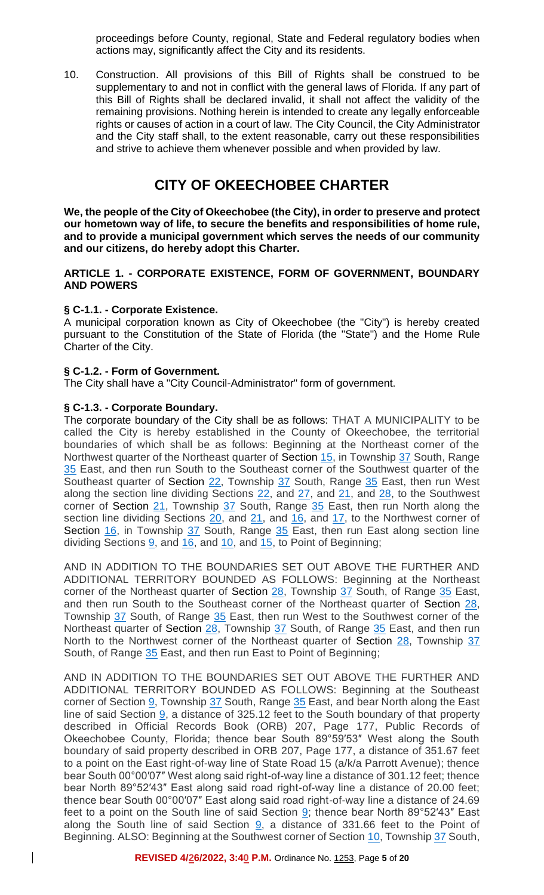proceedings before County, regional, State and Federal regulatory bodies when actions may, significantly affect the City and its residents.

10. Construction. All provisions of this Bill of Rights shall be construed to be supplementary to and not in conflict with the general laws of Florida. If any part of this Bill of Rights shall be declared invalid, it shall not affect the validity of the remaining provisions. Nothing herein is intended to create any legally enforceable rights or causes of action in a court of law. The City Council, the City Administrator and the City staff shall, to the extent reasonable, carry out these responsibilities and strive to achieve them whenever possible and when provided by law.

# CITY OF OKEECHOBEE CHARTER

**We, the people of the City of Okeechobee (the City), in order to preserve and protect our hometown way of life, to secure the benefits and responsibilities of home rule, and to provide a municipal government which serves the needs of our community and our citizens, do hereby adopt this Charter.**

**ARTICLE 1. - CORPORATE EXISTENCE, FORM OF GOVERNMENT, BOUNDARY AND POWERS**

**§ C-1.1. - Corporate Existence.**

A municipal corporation known as City of Okeechobee (the "City") is hereby created pursuant to the Constitution of the State of Florida (the "State") and the Home Rule Charter of the City.

**§ C-1.2. - Form of Government.**

The City shall have a "City Council-Administrator" form of government.

**§ C-1.3. - Corporate Boundary.**

The corporate boundary of the City shall be as follows: THAT A MUNICIPALITY to be called the City is hereby established in the County of Okeechobee, the territorial boundaries of which shall be as follows: Beginning at the Northeast corner of the Northwest quarter of the Northeast quarter of Section 15, in Township 37 South, Range 35 East, and then run South to the Southeast corner of the Southwest quarter of the Southeast quarter of Section 22, Township 37 South, Range 35 East, then run West along the section line dividing Sections 22, and 27, and 21, and 28, to the Southwest corner of Section 21, Township 37 South, Range 35 East, then run North along the section line dividing Sections 20, and 21, and 16, and 17, to the Northwest corner of Section 16, in Township 37 South, Range 35 East, then run East along section line dividing Sections 9, and 16, and 10, and 15, to Point of Beginning;

AND IN ADDITION TO THE BOUNDARIES SET OUT ABOVE THE FURTHER AND ADDITIONAL TERRITORY BOUNDED AS FOLLOWS: Beginning at the Northeast corner of the Northeast quarter of Section 28, Township 37 South, of Range 35 East, and then run South to the Southeast corner of the Northeast quarter of Section 28, Township 37 South, of Range 35 East, then run West to the Southwest corner of the Northeast quarter of Section 28, Township 37 South, of Range 35 East, and then run North to the Northwest corner of the Northeast quarter of Section 28, Township 37 South, of Range 35 East, and then run East to Point of Beginning;

AND IN ADDITION TO THE BOUNDARIES SET OUT ABOVE THE FURTHER AND ADDITIONAL TERRITORY BOUNDED AS FOLLOWS: Beginning at the Southeast corner of Section 9, Township 37 South, Range 35 East, and bear North along the East line of said Section 9, a distance of 325.12 feet to the South boundary of that property described in Official Records Book (ORB) 207, Page 177, Public Records of Okeechobee County, Florida; thence bear South 89°59′53″ West along the South boundary of said property described in ORB 207, Page 177, a distance of 351.67 feet to a point on the East right-of-way line of State Road 15 (a/k/a Parrott Avenue); thence bear South 00°00′07″ West along said right-of-way line a distance of 301.12 feet; thence bear North 89°52′43″ East along said road right-of-way line a distance of 20.00 feet; thence bear South 00°00′07″ East along said road right-of-way line a distance of 24.69 feet to a point on the South line of said Section 9; thence bear North 89°52′43″ East along the South line of said Section 9, a distance of 331.66 feet to the Point of Beginning. ALSO: Beginning at the Southwest corner of Section 10, Township 37 South,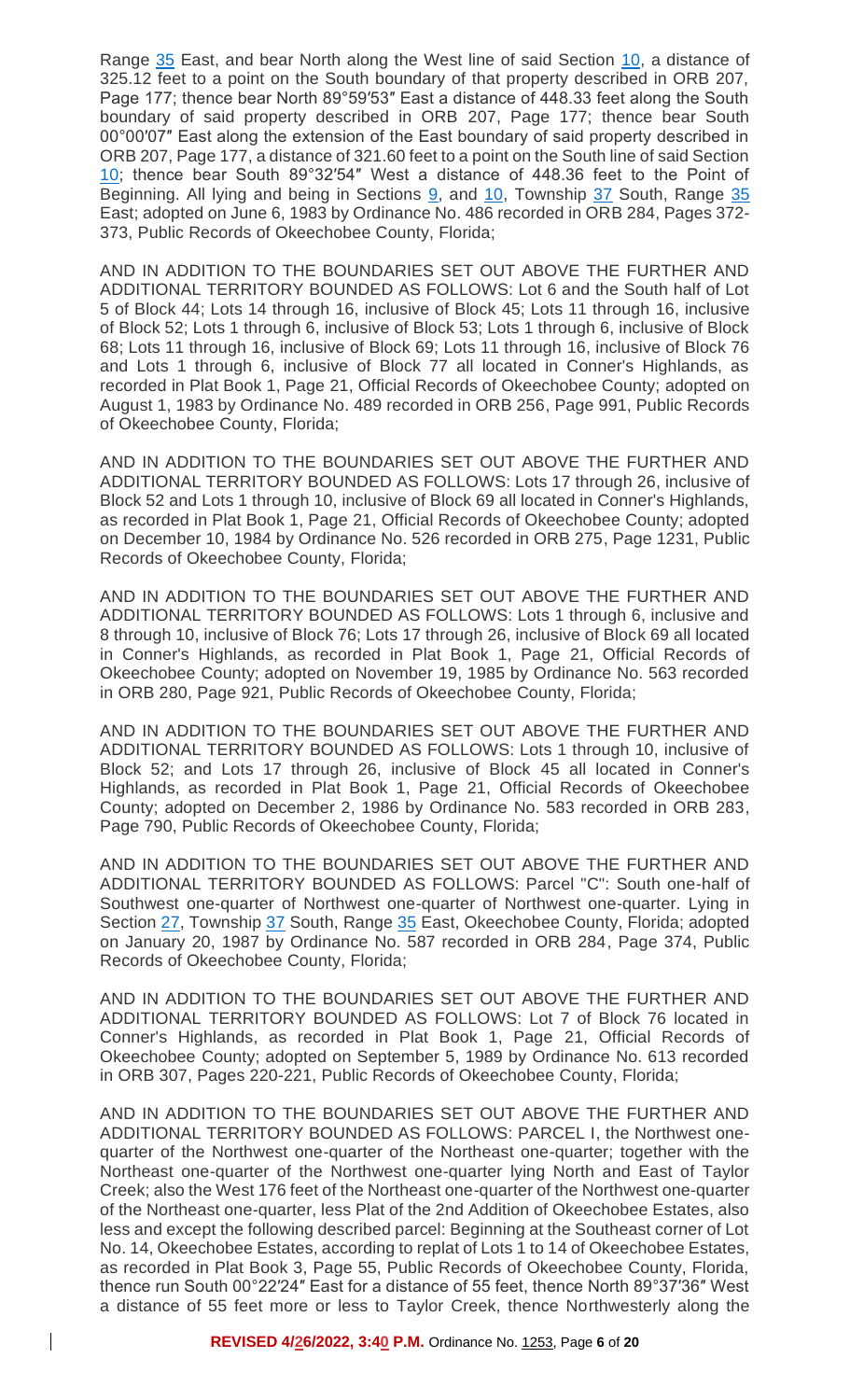Range 35 East, and bear North along the West line of said Section 10, a distance of 325.12 feet to a point on the South boundary of that property described in ORB 207, Page 177; thence bear North 89°59′53″ East a distance of 448.33 feet along the South boundary of said property described in ORB 207, Page 177; thence bear South 00°00′07″ East along the extension of the East boundary of said property described in ORB 207, Page 177, a distance of 321.60 feet to a point on the South line of said Section 10; thence bear South 89°32′54″ West a distance of 448.36 feet to the Point of Beginning. All lying and being in Sections 9, and 10, Township 37 South, Range 35 East; adopted on June 6, 1983 by Ordinance No. 486 recorded in ORB 284, Pages 372-373, Public Records of Okeechobee County, Florida;

AND IN ADDITION TO THE BOUNDARIES SET OUT ABOVE THE FURTHER AND ADDITIONAL TERRITORY BOUNDED AS FOLLOWS: Lot 6 and the South half of Lot 5 of Block 44; Lots 14 through 16, inclusive of Block 45; Lots 11 through 16, inclusive of Block 52; Lots 1 through 6, inclusive of Block 53; Lots 1 through 6, inclusive of Block 68; Lots 11 through 16, inclusive of Block 69; Lots 11 through 16, inclusive of Block 76 and Lots 1 through 6, inclusive of Block 77 all located in Conner's Highlands, as recorded in Plat Book 1, Page 21, Official Records of Okeechobee County; adopted on August 1, 1983 by Ordinance No. 489 recorded in ORB 256, Page 991, Public Records of Okeechobee County, Florida;

AND IN ADDITION TO THE BOUNDARIES SET OUT ABOVE THE FURTHER AND ADDITIONAL TERRITORY BOUNDED AS FOLLOWS: Lots 17 through 26, inclusive of Block 52 and Lots 1 through 10, inclusive of Block 69 all located in Conner's Highlands, as recorded in Plat Book 1, Page 21, Official Records of Okeechobee County; adopted on December 10, 1984 by Ordinance No. 526 recorded in ORB 275, Page 1231, Public Records of Okeechobee County, Florida;

AND IN ADDITION TO THE BOUNDARIES SET OUT ABOVE THE FURTHER AND ADDITIONAL TERRITORY BOUNDED AS FOLLOWS: Lots 1 through 6, inclusive and 8 through 10, inclusive of Block 76; Lots 17 through 26, inclusive of Block 69 all located in Conner's Highlands, as recorded in Plat Book 1, Page 21, Official Records of Okeechobee County; adopted on November 19, 1985 by Ordinance No. 563 recorded in ORB 280, Page 921, Public Records of Okeechobee County, Florida;

AND IN ADDITION TO THE BOUNDARIES SET OUT ABOVE THE FURTHER AND ADDITIONAL TERRITORY BOUNDED AS FOLLOWS: Lots 1 through 10, inclusive of Block 52; and Lots 17 through 26, inclusive of Block 45 all located in Conner's Highlands, as recorded in Plat Book 1, Page 21, Official Records of Okeechobee County; adopted on December 2, 1986 by Ordinance No. 583 recorded in ORB 283, Page 790, Public Records of Okeechobee County, Florida;

AND IN ADDITION TO THE BOUNDARIES SET OUT ABOVE THE FURTHER AND ADDITIONAL TERRITORY BOUNDED AS FOLLOWS: Parcel "C": South one-half of Southwest one-quarter of Northwest one-quarter of Northwest one-quarter. Lying in Section 27, Township 37 South, Range 35 East, Okeechobee County, Florida; adopted on January 20, 1987 by Ordinance No. 587 recorded in ORB 284, Page 374, Public Records of Okeechobee County, Florida;

AND IN ADDITION TO THE BOUNDARIES SET OUT ABOVE THE FURTHER AND ADDITIONAL TERRITORY BOUNDED AS FOLLOWS: Lot 7 of Block 76 located in Conner's Highlands, as recorded in Plat Book 1, Page 21, Official Records of Okeechobee County; adopted on September 5, 1989 by Ordinance No. 613 recorded in ORB 307, Pages 220-221, Public Records of Okeechobee County, Florida;

AND IN ADDITION TO THE BOUNDARIES SET OUT ABOVE THE FURTHER AND ADDITIONAL TERRITORY BOUNDED AS FOLLOWS: PARCEL I, the Northwest one-quarter of the Northwest one-quarter of the Northeast one-quarter; together with the Northeast one-quarter of the Northwest one-quarter lying North and East of Taylor Creek; also the West 176 feet of the Northeast one-quarter of the Northwest one-quarter of the Northeast one-quarter, less Plat of the 2nd Addition of Okeechobee Estates, also less and except the following described parcel: Beginning at the Southeast corner of Lot No. 14, Okeechobee Estates, according to replat of Lots 1 to 14 of Okeechobee Estates, as recorded in Plat Book 3, Page 55, Public Records of Okeechobee County, Florida, thence run South 00°22′24″ East for a distance of 55 feet, thence North 89°37′36″ West a distance of 55 feet more or less to Taylor Creek, thence Northwesterly along the

**REVISED 4/26/2022, 3:40 P.M.** Ordinance No. 1253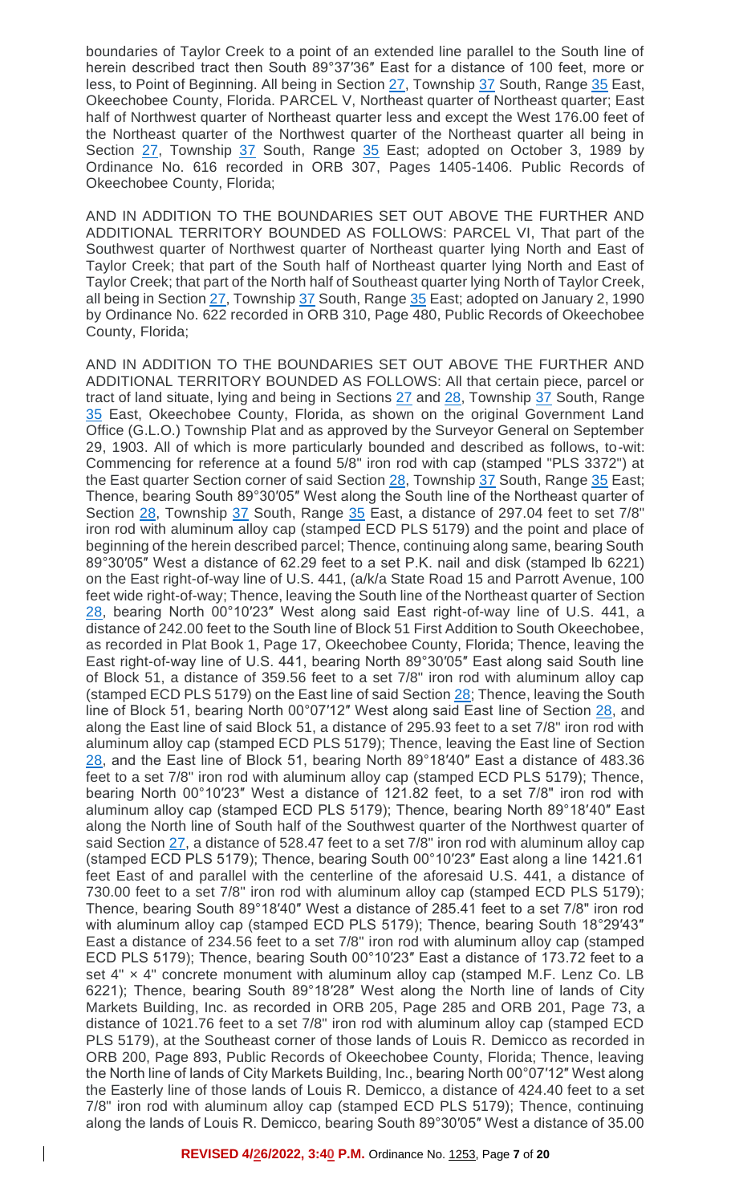boundaries of Taylor Creek to a point of an extended line parallel to the South line of herein described tract then South 89°37′36″ East for a distance of 100 feet, more or less, to Point of Beginning. All being in Section 27, Township 37 South, Range 35 East, Okeechobee County, Florida. PARCEL V, Northeast quarter of Northeast quarter; East half of Northwest quarter of Northeast quarter less and except the West 176.00 feet of the Northeast quarter of the Northwest quarter of the Northeast quarter all being in Section 27, Township 37 South, Range 35 East; adopted on October 3, 1989 by Ordinance No. 616 recorded in ORB 307, Pages 1405-1406. Public Records of Okeechobee County, Florida;

AND IN ADDITION TO THE BOUNDARIES SET OUT ABOVE THE FURTHER AND ADDITIONAL TERRITORY BOUNDED AS FOLLOWS: PARCEL VI, That part of the Southwest quarter of Northwest quarter of Northeast quarter lying North and East of Taylor Creek; that part of the South half of Northeast quarter lying North and East of Taylor Creek; that part of the North half of Southeast quarter lying North of Taylor Creek, all being in Section 27, Township 37 South, Range 35 East; adopted on January 2, 1990 by Ordinance No. 622 recorded in ORB 310, Page 480, Public Records of Okeechobee County, Florida;

AND IN ADDITION TO THE BOUNDARIES SET OUT ABOVE THE FURTHER AND ADDITIONAL TERRITORY BOUNDED AS FOLLOWS: All that certain piece, parcel or tract of land situate, lying and being in Sections 27 and 28, Township 37 South, Range 35 East, Okeechobee County, Florida, as shown on the original Government Land Office (G.L.O.) Township Plat and as approved by the Surveyor General on September 29, 1903. All of which is more particularly bounded and described as follows, to-wit: Commencing for reference at a found 5/8" iron rod with cap (stamped "PLS 3372") at the East quarter Section corner of said Section 28, Township 37 South, Range 35 East; Thence, bearing South 89°30′05″ West along the South line of the Northeast quarter of Section 28, Township 37 South, Range 35 East, a distance of 297.04 feet to set 7/8" iron rod with aluminum alloy cap (stamped ECD PLS 5179) and the point and place of beginning of the herein described parcel; Thence, continuing along same, bearing South 89°30′05″ West a distance of 62.29 feet to a set P.K. nail and disk (stamped lb 6221) on the East right-of-way line of U.S. 441, (a/k/a State Road 15 and Parrott Avenue, 100 feet wide right-of-way; Thence, leaving the South line of the Northeast quarter of Section 28, bearing North 00°10′23″ West along said East right-of-way line of U.S. 441, a distance of 242.00 feet to the South line of Block 51 First Addition to South Okeechobee, as recorded in Plat Book 1, Page 17, Okeechobee County, Florida; Thence, leaving the East right-of-way line of U.S. 441, bearing North 89°30′05″ East along said South line of Block 51, a distance of 359.56 feet to a set 7/8" iron rod with aluminum alloy cap (stamped ECD PLS 5179) on the East line of said Section 28; Thence, leaving the South line of Block 51, bearing North 00°07′12″ West along said East line of Section 28, and along the East line of said Block 51, a distance of 295.93 feet to a set 7/8" iron rod with aluminum alloy cap (stamped ECD PLS 5179); Thence, leaving the East line of Section 28, and the East line of Block 51, bearing North 89°18′40″ East a distance of 483.36 feet to a set 7/8" iron rod with aluminum alloy cap (stamped ECD PLS 5179); Thence, bearing North 00°10′23″ West a distance of 121.82 feet, to a set 7/8" iron rod with aluminum alloy cap (stamped ECD PLS 5179); Thence, bearing North 89°18′40″ East along the North line of South half of the Southwest quarter of the Northwest quarter of said Section 27, a distance of 528.47 feet to a set 7/8" iron rod with aluminum alloy cap (stamped ECD PLS 5179); Thence, bearing South 00°10′23″ East along a line 1421.61 feet East of and parallel with the centerline of the aforesaid U.S. 441, a distance of 730.00 feet to a set 7/8" iron rod with aluminum alloy cap (stamped ECD PLS 5179); Thence, bearing South 89°18′40″ West a distance of 285.41 feet to a set 7/8" iron rod with aluminum alloy cap (stamped ECD PLS 5179); Thence, bearing South 18°29′43″ East a distance of 234.56 feet to a set 7/8" iron rod with aluminum alloy cap (stamped ECD PLS 5179); Thence, bearing South 00°10′23″ East a distance of 173.72 feet to a set 4" × 4" concrete monument with aluminum alloy cap (stamped M.F. Lenz Co. LB 6221); Thence, bearing South 89°18′28″ West along the North line of lands of City Markets Building, Inc. as recorded in ORB 205, Page 285 and ORB 201, Page 73, a distance of 1021.76 feet to a set 7/8" iron rod with aluminum alloy cap (stamped ECD PLS 5179), at the Southeast corner of those lands of Louis R. Demicco as recorded in ORB 200, Page 893, Public Records of Okeechobee County, Florida; Thence, leaving the North line of lands of City Markets Building, Inc., bearing North 00°07′12″ West along the Easterly line of those lands of Louis R. Demicco, a distance of 424.40 feet to a set 7/8" iron rod with aluminum alloy cap (stamped ECD PLS 5179); Thence, continuing along the lands of Louis R. Demicco, bearing South 89°30′05″ West a distance of 35.00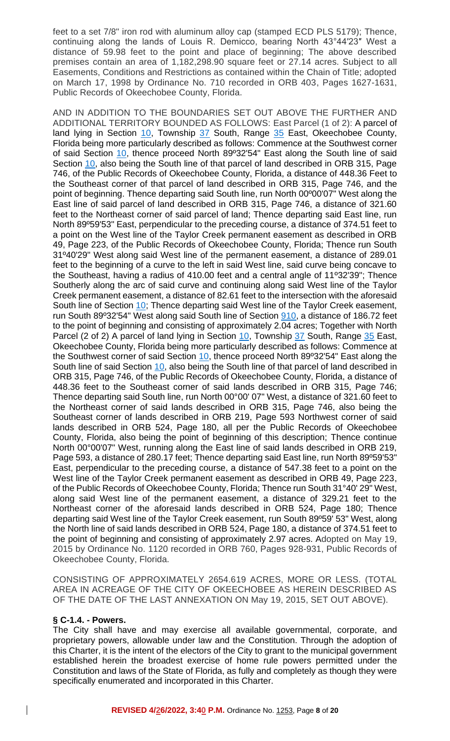feet to a set 7/8" iron rod with aluminum alloy cap (stamped ECD PLS 5179); Thence, continuing along the lands of Louis R. Demicco, bearing North 43°44′23″ West a distance of 59.98 feet to the point and place of beginning; The above described premises contain an area of 1,182,298.90 square feet or 27.14 acres. Subject to all Easements, Conditions and Restrictions as contained within the Chain of Title; adopted on March 17, 1998 by Ordinance No. 710 recorded in ORB 403, Pages 1627-1631, Public Records of Okeechobee County, Florida.

AND IN ADDITION TO THE BOUNDARIES SET OUT ABOVE THE FURTHER AND ADDITIONAL TERRITORY BOUNDED AS FOLLOWS: East Parcel (1 of 2): A parcel of land lying in Section 10, Township 37 South, Range 35 East, Okeechobee County, Florida being more particularly described as follows: Commence at the Southwest corner of said Section 10, thence proceed North 89º32'54" East along the South line of said Section 10, also being the South line of that parcel of land described in ORB 315, Page 746, of the Public Records of Okeechobee County, Florida, a distance of 448.36 Feet to the Southeast corner of that parcel of land described in ORB 315, Page 746, and the point of beginning. Thence departing said South line, run North 00º00'07" West along the East line of said parcel of land described in ORB 315, Page 746, a distance of 321.60 feet to the Northeast corner of said parcel of land; Thence departing said East line, run North 89º59'53" East, perpendicular to the preceding course, a distance of 374.51 feet to a point on the West line of the Taylor Creek permanent easement as described in ORB 49, Page 223, of the Public Records of Okeechobee County, Florida; Thence run South 31º40'29" West along said West line of the permanent easement, a distance of 289.01 feet to the beginning of a curve to the left in said West line, said curve being concave to the Southeast, having a radius of 410.00 feet and a central angle of 11º32'39"; Thence Southerly along the arc of said curve and continuing along said West line of the Taylor Creek permanent easement, a distance of 82.61 feet to the intersection with the aforesaid South line of Section 10; Thence departing said West line of the Taylor Creek easement, run South 89º32'54" West along said South line of Section 910, a distance of 186.72 feet to the point of beginning and consisting of approximately 2.04 acres; Together with North Parcel (2 of 2) A parcel of land lying in Section 10, Township 37 South, Range 35 East, Okeechobee County, Florida being more particularly described as follows: Commence at the Southwest corner of said Section 10, thence proceed North 89º32'54" East along the South line of said Section 10, also being the South line of that parcel of land described in ORB 315, Page 746, of the Public Records of Okeechobee County, Florida, a distance of 448.36 feet to the Southeast corner of said lands described in ORB 315, Page 746; Thence departing said South line, run North 00°00' 07" West, a distance of 321.60 feet to the Northeast corner of said lands described in ORB 315, Page 746, also being the Southeast corner of lands described in ORB 219, Page 593 Northwest corner of said lands described in ORB 524, Page 180, all per the Public Records of Okeechobee County, Florida, also being the point of beginning of this description; Thence continue North 00°00'07" West, running along the East line of said lands described in ORB 219, Page 593, a distance of 280.17 feet; Thence departing said East line, run North 89º59'53" East, perpendicular to the preceding course, a distance of 547.38 feet to a point on the West line of the Taylor Creek permanent easement as described in ORB 49, Page 223, of the Public Records of Okeechobee County, Florida; Thence run South 31°40' 29" West, along said West line of the permanent easement, a distance of 329.21 feet to the Northeast corner of the aforesaid lands described in ORB 524, Page 180; Thence departing said West line of the Taylor Creek easement, run South 89º59' 53" West, along the North line of said lands described in ORB 524, Page 180, a distance of 374.51 feet to the point of beginning and consisting of approximately 2.97 acres. Adopted on May 19, 2015 by Ordinance No. 1120 recorded in ORB 760, Pages 928-931, Public Records of Okeechobee County, Florida.

CONSISTING OF APPROXIMATELY 2654.619 ACRES, MORE OR LESS. (TOTAL AREA IN ACREAGE OF THE CITY OF OKEECHOBEE AS HEREIN DESCRIBED AS OF THE DATE OF THE LAST ANNEXATION ON May 19, 2015, SET OUT ABOVE).

**§ C-1.4. - Powers.**

The City shall have and may exercise all available governmental, corporate, and proprietary powers, allowable under law and the Constitution. Through the adoption of this Charter, it is the intent of the electors of the City to grant to the municipal government established herein the broadest exercise of home rule powers permitted under the Constitution and laws of the State of Florida, as fully and completely as though they were specifically enumerated and incorporated in this Charter.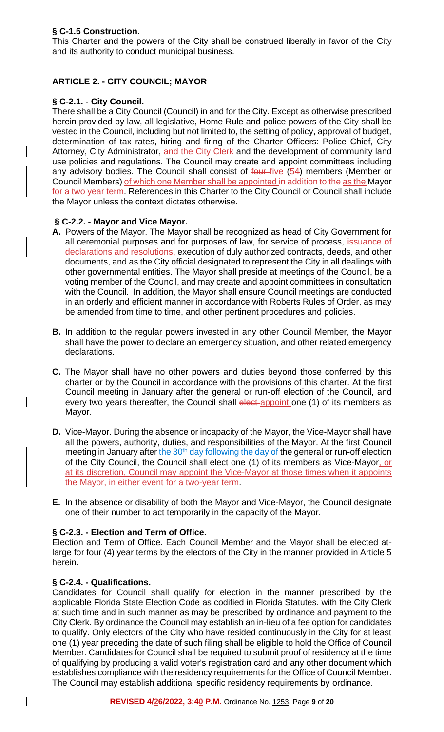**§ C-1.5 Construction.**

This Charter and the powers of the City shall be construed liberally in favor of the City and its authority to conduct municipal business.

## ARTICLE 2. - CITY COUNCIL; MAYOR

**§ C-2.1. - City Council.**

There shall be a City Council (Council) in and for the City. Except as otherwise prescribed herein provided by law, all legislative, Home Rule and police powers of the City shall be vested in the Council, including but not limited to, the setting of policy, approval of budget, determination of tax rates, hiring and firing of the Charter Officers: Police Chief, City Attorney, City Administrator, and the City Clerk and the development of community land use policies and regulations. The Council may create and appoint committees including any advisory bodies. The Council shall consist of four five (54) members (Member or Council Members) of which one Member shall be appointed in addition to the as the Mayor for a two year term. References in this Charter to the City Council or Council shall include the Mayor unless the context dictates otherwise.

**§ C-2.2. - Mayor and Vice Mayor.**

**A.** Powers of the Mayor. The Mayor shall be recognized as head of City Government for all ceremonial purposes and for purposes of law, for service of process, issuance of declarations and resolutions, execution of duly authorized contracts, deeds, and other documents, and as the City official designated to represent the City in all dealings with other governmental entities. The Mayor shall preside at meetings of the Council, be a voting member of the Council, and may create and appoint committees in consultation with the Council. In addition, the Mayor shall ensure Council meetings are conducted in an orderly and efficient manner in accordance with Roberts Rules of Order, as may be amended from time to time, and other pertinent procedures and policies.

**B.** In addition to the regular powers invested in any other Council Member, the Mayor shall have the power to declare an emergency situation, and other related emergency declarations.

**C.** The Mayor shall have no other powers and duties beyond those conferred by this charter or by the Council in accordance with the provisions of this charter. At the first Council meeting in January after the general or run-off election of the Council, and every two years thereafter, the Council shall elect appoint one (1) of its members as Mayor.

**D.** Vice-Mayor. During the absence or incapacity of the Mayor, the Vice-Mayor shall have all the powers, authority, duties, and responsibilities of the Mayor. At the first Council meeting in January after the 30th day following the day of the general or run-off election of the City Council, the Council shall elect one (1) of its members as Vice-Mayor, or at its discretion, Council may appoint the Vice-Mayor at those times when it appoints the Mayor, in either event for a two-year term.

**E.** In the absence or disability of both the Mayor and Vice-Mayor, the Council designate one of their number to act temporarily in the capacity of the Mayor.

**§ C-2.3. - Election and Term of Office.**

Election and Term of Office. Each Council Member and the Mayor shall be elected at-large for four (4) year terms by the electors of the City in the manner provided in Article 5 herein.

**§ C-2.4. - Qualifications.**

Candidates for Council shall qualify for election in the manner prescribed by the applicable Florida State Election Code as codified in Florida Statutes. with the City Clerk at such time and in such manner as may be prescribed by ordinance and payment to the City Clerk. By ordinance the Council may establish an in-lieu of a fee option for candidates to qualify. Only electors of the City who have resided continuously in the City for at least one (1) year preceding the date of such filing shall be eligible to hold the Office of Council Member. Candidates for Council shall be required to submit proof of residency at the time of qualifying by producing a valid voter's registration card and any other document which establishes compliance with the residency requirements for the Office of Council Member. The Council may establish additional specific residency requirements by ordinance.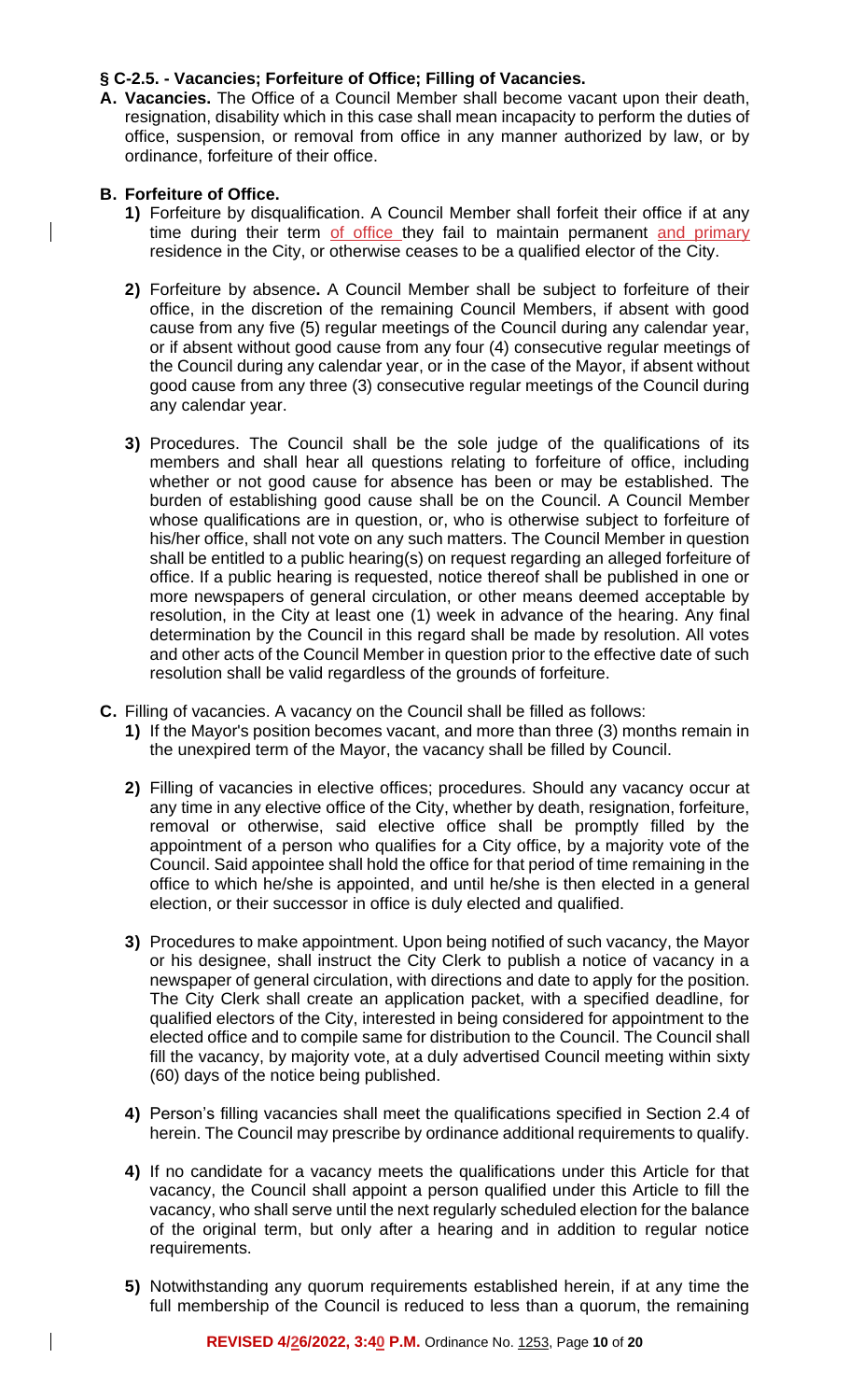### § C-2.5. - Vacancies; Forfeiture of Office; Filling of Vacancies.

**A. Vacancies.** The Office of a Council Member shall become vacant upon their death, resignation, disability which in this case shall mean incapacity to perform the duties of office, suspension, or removal from office in any manner authorized by law, or by ordinance, forfeiture of their office.

**B. Forfeiture of Office.**

**1)** Forfeiture by disqualification. A Council Member shall forfeit their office if at any time during their term of office they fail to maintain permanent and primary residence in the City, or otherwise ceases to be a qualified elector of the City.

**2)** Forfeiture by absence**.** A Council Member shall be subject to forfeiture of their office, in the discretion of the remaining Council Members, if absent with good cause from any five (5) regular meetings of the Council during any calendar year, or if absent without good cause from any four (4) consecutive regular meetings of the Council during any calendar year, or in the case of the Mayor, if absent without good cause from any three (3) consecutive regular meetings of the Council during any calendar year.

**3)** Procedures. The Council shall be the sole judge of the qualifications of its members and shall hear all questions relating to forfeiture of office, including whether or not good cause for absence has been or may be established. The burden of establishing good cause shall be on the Council. A Council Member whose qualifications are in question, or, who is otherwise subject to forfeiture of his/her office, shall not vote on any such matters. The Council Member in question shall be entitled to a public hearing(s) on request regarding an alleged forfeiture of office. If a public hearing is requested, notice thereof shall be published in one or more newspapers of general circulation, or other means deemed acceptable by resolution, in the City at least one (1) week in advance of the hearing. Any final determination by the Council in this regard shall be made by resolution. All votes and other acts of the Council Member in question prior to the effective date of such resolution shall be valid regardless of the grounds of forfeiture.

**C.** Filling of vacancies. A vacancy on the Council shall be filled as follows:

**1)** If the Mayor's position becomes vacant, and more than three (3) months remain in the unexpired term of the Mayor, the vacancy shall be filled by Council.

**2)** Filling of vacancies in elective offices; procedures. Should any vacancy occur at any time in any elective office of the City, whether by death, resignation, forfeiture, removal or otherwise, said elective office shall be promptly filled by the appointment of a person who qualifies for a City office, by a majority vote of the Council. Said appointee shall hold the office for that period of time remaining in the office to which he/she is appointed, and until he/she is then elected in a general election, or their successor in office is duly elected and qualified.

**3)** Procedures to make appointment. Upon being notified of such vacancy, the Mayor or his designee, shall instruct the City Clerk to publish a notice of vacancy in a newspaper of general circulation, with directions and date to apply for the position. The City Clerk shall create an application packet, with a specified deadline, for qualified electors of the City, interested in being considered for appointment to the elected office and to compile same for distribution to the Council. The Council shall fill the vacancy, by majority vote, at a duly advertised Council meeting within sixty (60) days of the notice being published.

**4)** Person's filling vacancies shall meet the qualifications specified in Section 2.4 of herein. The Council may prescribe by ordinance additional requirements to qualify.

**4)** If no candidate for a vacancy meets the qualifications under this Article for that vacancy, the Council shall appoint a person qualified under this Article to fill the vacancy, who shall serve until the next regularly scheduled election for the balance of the original term, but only after a hearing and in addition to regular notice requirements.

**5)** Notwithstanding any quorum requirements established herein, if at any time the full membership of the Council is reduced to less than a quorum, the remaining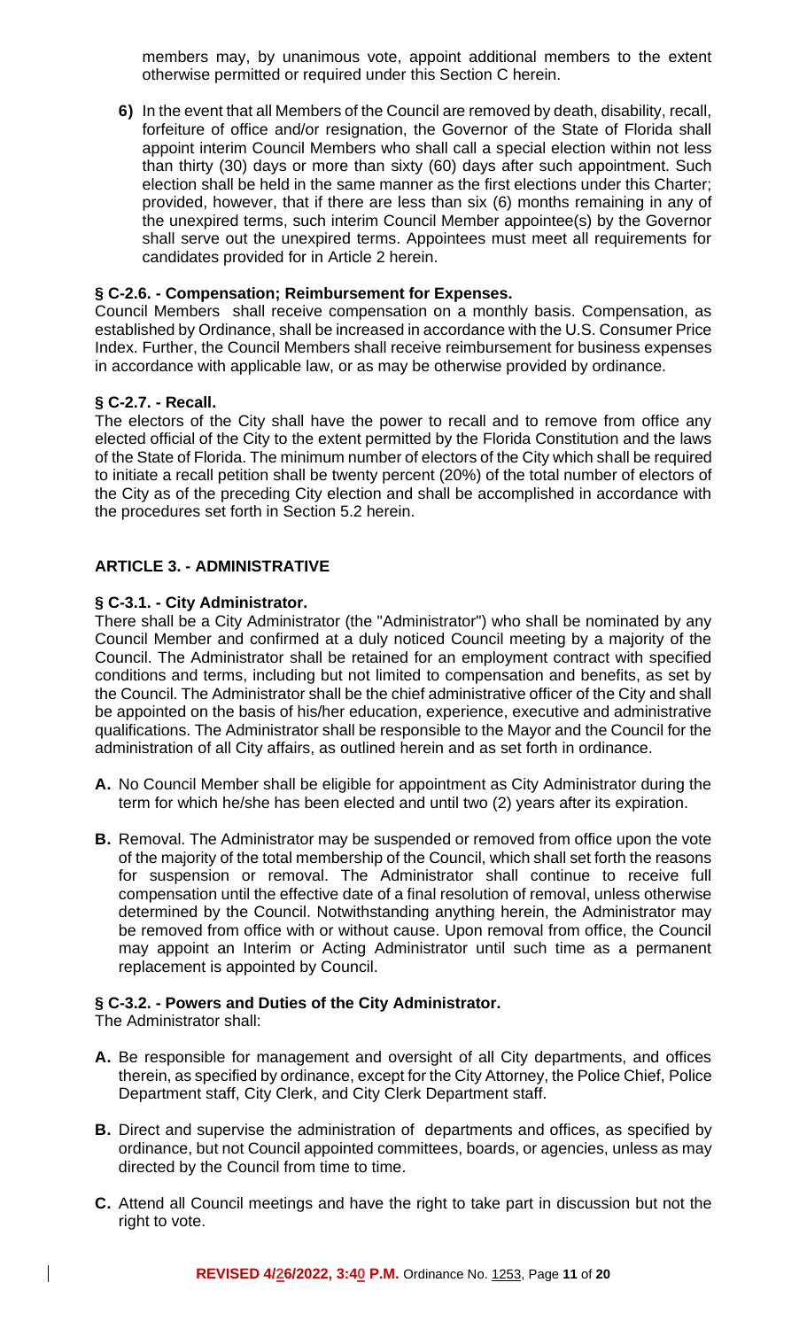members may, by unanimous vote, appoint additional members to the extent otherwise permitted or required under this Section C herein.

**6)** In the event that all Members of the Council are removed by death, disability, recall, forfeiture of office and/or resignation, the Governor of the State of Florida shall appoint interim Council Members who shall call a special election within not less than thirty (30) days or more than sixty (60) days after such appointment. Such election shall be held in the same manner as the first elections under this Charter; provided, however, that if there are less than six (6) months remaining in any of the unexpired terms, such interim Council Member appointee(s) by the Governor shall serve out the unexpired terms. Appointees must meet all requirements for candidates provided for in Article 2 herein.

### § C-2.6. - Compensation; Reimbursement for Expenses.

Council Members shall receive compensation on a monthly basis. Compensation, as established by Ordinance, shall be increased in accordance with the U.S. Consumer Price Index. Further, the Council Members shall receive reimbursement for business expenses in accordance with applicable law, or as may be otherwise provided by ordinance.

### § C-2.7. - Recall.

The electors of the City shall have the power to recall and to remove from office any elected official of the City to the extent permitted by the Florida Constitution and the laws of the State of Florida. The minimum number of electors of the City which shall be required to initiate a recall petition shall be twenty percent (20%) of the total number of electors of the City as of the preceding City election and shall be accomplished in accordance with the procedures set forth in Section 5.2 herein.

## ARTICLE 3. - ADMINISTRATIVE

### § C-3.1. - City Administrator.

There shall be a City Administrator (the "Administrator") who shall be nominated by any Council Member and confirmed at a duly noticed Council meeting by a majority of the Council. The Administrator shall be retained for an employment contract with specified conditions and terms, including but not limited to compensation and benefits, as set by the Council. The Administrator shall be the chief administrative officer of the City and shall be appointed on the basis of his/her education, experience, executive and administrative qualifications. The Administrator shall be responsible to the Mayor and the Council for the administration of all City affairs, as outlined herein and as set forth in ordinance.

**A.** No Council Member shall be eligible for appointment as City Administrator during the term for which he/she has been elected and until two (2) years after its expiration.

**B.** Removal. The Administrator may be suspended or removed from office upon the vote of the majority of the total membership of the Council, which shall set forth the reasons for suspension or removal. The Administrator shall continue to receive full compensation until the effective date of a final resolution of removal, unless otherwise determined by the Council. Notwithstanding anything herein, the Administrator may be removed from office with or without cause. Upon removal from office, the Council may appoint an Interim or Acting Administrator until such time as a permanent replacement is appointed by Council.

### § C-3.2. - Powers and Duties of the City Administrator.

The Administrator shall:

**A.** Be responsible for management and oversight of all City departments, and offices therein, as specified by ordinance, except for the City Attorney, the Police Chief, Police Department staff, City Clerk, and City Clerk Department staff.

**B.** Direct and supervise the administration of departments and offices, as specified by ordinance, but not Council appointed committees, boards, or agencies, unless as may directed by the Council from time to time.

**C.** Attend all Council meetings and have the right to take part in discussion but not the right to vote.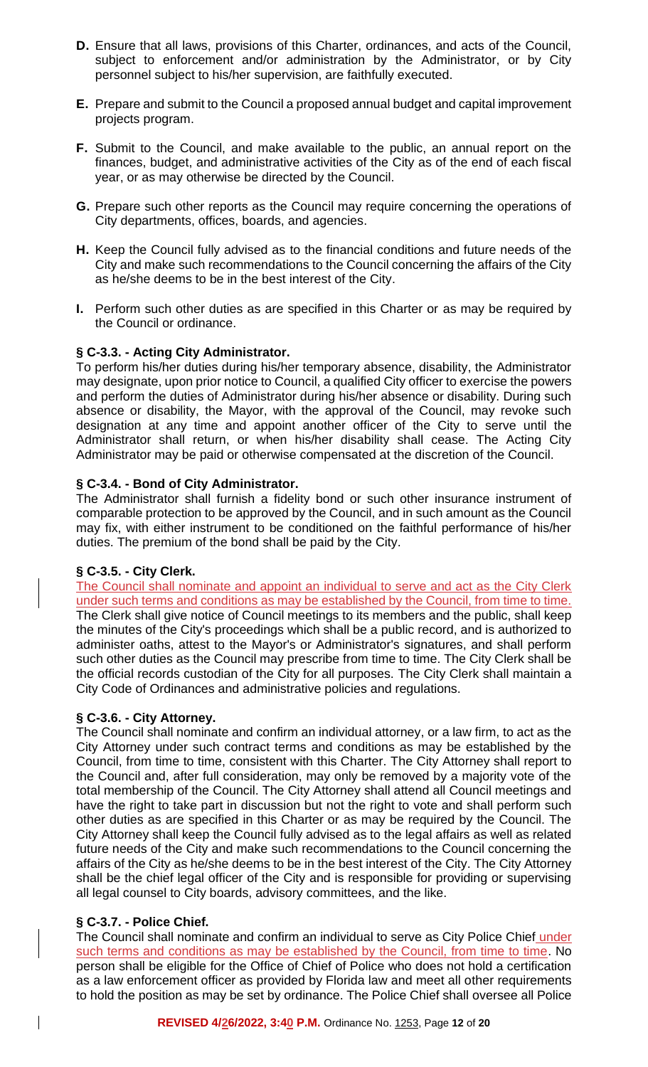**D.** Ensure that all laws, provisions of this Charter, ordinances, and acts of the Council, subject to enforcement and/or administration by the Administrator, or by City personnel subject to his/her supervision, are faithfully executed.

**E.** Prepare and submit to the Council a proposed annual budget and capital improvement projects program.

**F.** Submit to the Council, and make available to the public, an annual report on the finances, budget, and administrative activities of the City as of the end of each fiscal year, or as may otherwise be directed by the Council.

**G.** Prepare such other reports as the Council may require concerning the operations of City departments, offices, boards, and agencies.

**H.** Keep the Council fully advised as to the financial conditions and future needs of the City and make such recommendations to the Council concerning the affairs of the City as he/she deems to be in the best interest of the City.

**I.** Perform such other duties as are specified in this Charter or as may be required by the Council or ordinance.

### § C-3.3. - Acting City Administrator.

To perform his/her duties during his/her temporary absence, disability, the Administrator may designate, upon prior notice to Council, a qualified City officer to exercise the powers and perform the duties of Administrator during his/her absence or disability. During such absence or disability, the Mayor, with the approval of the Council, may revoke such designation at any time and appoint another officer of the City to serve until the Administrator shall return, or when his/her disability shall cease. The Acting City Administrator may be paid or otherwise compensated at the discretion of the Council.

### § C-3.4. - Bond of City Administrator.

The Administrator shall furnish a fidelity bond or such other insurance instrument of comparable protection to be approved by the Council, and in such amount as the Council may fix, with either instrument to be conditioned on the faithful performance of his/her duties. The premium of the bond shall be paid by the City.

### § C-3.5. - City Clerk.

The Council shall nominate and appoint an individual to serve and act as the City Clerk under such terms and conditions as may be established by the Council, from time to time. The Clerk shall give notice of Council meetings to its members and the public, shall keep the minutes of the City's proceedings which shall be a public record, and is authorized to administer oaths, attest to the Mayor's or Administrator's signatures, and shall perform such other duties as the Council may prescribe from time to time. The City Clerk shall be the official records custodian of the City for all purposes. The City Clerk shall maintain a City Code of Ordinances and administrative policies and regulations.

### § C-3.6. - City Attorney.

The Council shall nominate and confirm an individual attorney, or a law firm, to act as the City Attorney under such contract terms and conditions as may be established by the Council, from time to time, consistent with this Charter. The City Attorney shall report to the Council and, after full consideration, may only be removed by a majority vote of the total membership of the Council. The City Attorney shall attend all Council meetings and have the right to take part in discussion but not the right to vote and shall perform such other duties as are specified in this Charter or as may be required by the Council. The City Attorney shall keep the Council fully advised as to the legal affairs as well as related future needs of the City and make such recommendations to the Council concerning the affairs of the City as he/she deems to be in the best interest of the City. The City Attorney shall be the chief legal officer of the City and is responsible for providing or supervising all legal counsel to City boards, advisory committees, and the like.

### § C-3.7. - Police Chief.

The Council shall nominate and confirm an individual to serve as City Police Chief under such terms and conditions as may be established by the Council, from time to time. No person shall be eligible for the Office of Chief of Police who does not hold a certification as a law enforcement officer as provided by Florida law and meet all other requirements to hold the position as may be set by ordinance. The Police Chief shall oversee all Police

**REVISED 4/26/2022, 3:40 P.M.** Ordinance No. 1253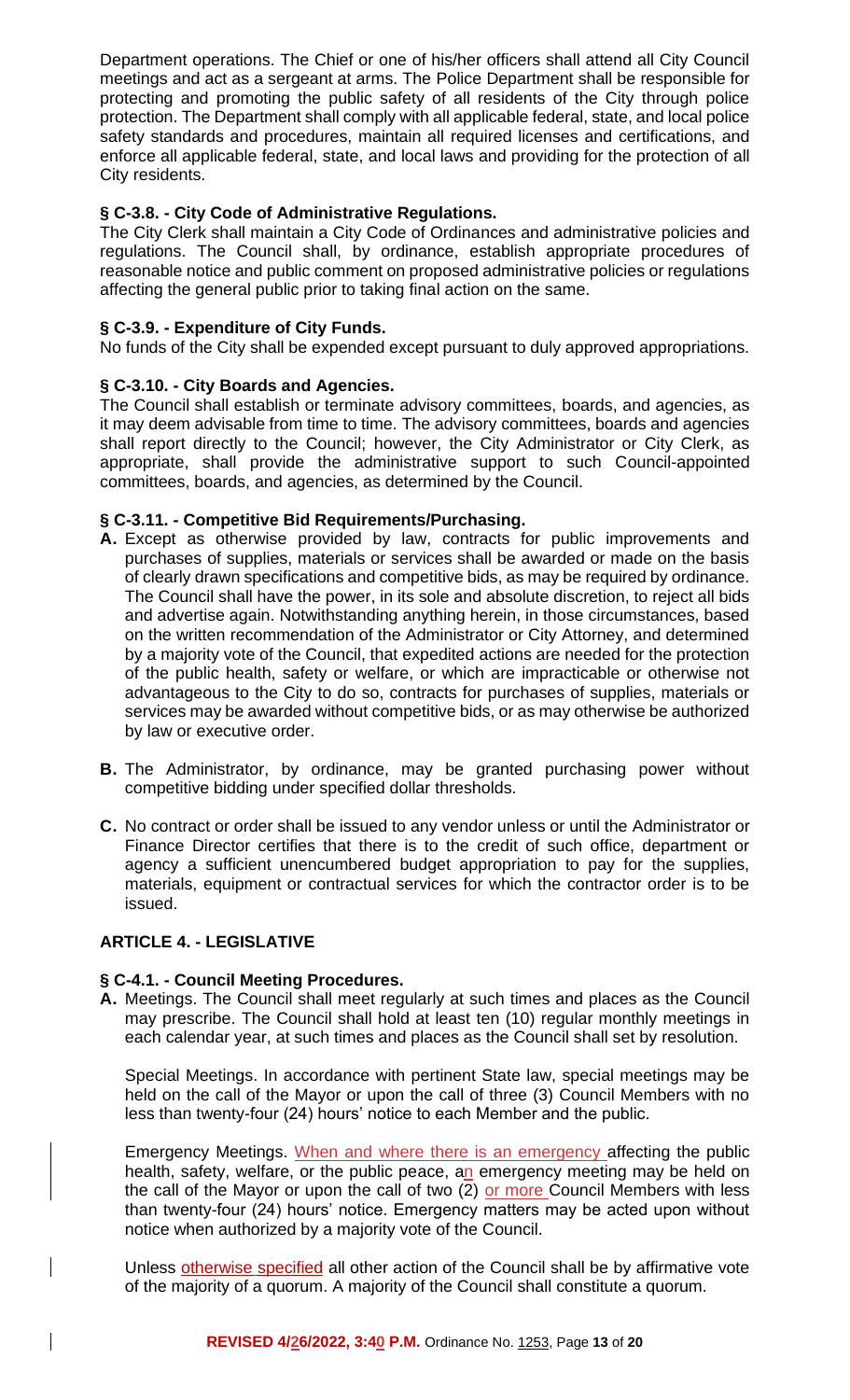Department operations. The Chief or one of his/her officers shall attend all City Council meetings and act as a sergeant at arms. The Police Department shall be responsible for protecting and promoting the public safety of all residents of the City through police protection. The Department shall comply with all applicable federal, state, and local police safety standards and procedures, maintain all required licenses and certifications, and enforce all applicable federal, state, and local laws and providing for the protection of all City residents.

### § C-3.8. - City Code of Administrative Regulations.

The City Clerk shall maintain a City Code of Ordinances and administrative policies and regulations. The Council shall, by ordinance, establish appropriate procedures of reasonable notice and public comment on proposed administrative policies or regulations affecting the general public prior to taking final action on the same.

### § C-3.9. - Expenditure of City Funds.

No funds of the City shall be expended except pursuant to duly approved appropriations.

### § C-3.10. - City Boards and Agencies.

The Council shall establish or terminate advisory committees, boards, and agencies, as it may deem advisable from time to time. The advisory committees, boards and agencies shall report directly to the Council; however, the City Administrator or City Clerk, as appropriate, shall provide the administrative support to such Council-appointed committees, boards, and agencies, as determined by the Council.

### § C-3.11. - Competitive Bid Requirements/Purchasing.

**A.** Except as otherwise provided by law, contracts for public improvements and purchases of supplies, materials or services shall be awarded or made on the basis of clearly drawn specifications and competitive bids, as may be required by ordinance. The Council shall have the power, in its sole and absolute discretion, to reject all bids and advertise again. Notwithstanding anything herein, in those circumstances, based on the written recommendation of the Administrator or City Attorney, and determined by a majority vote of the Council, that expedited actions are needed for the protection of the public health, safety or welfare, or which are impracticable or otherwise not advantageous to the City to do so, contracts for purchases of supplies, materials or services may be awarded without competitive bids, or as may otherwise be authorized by law or executive order.

**B.** The Administrator, by ordinance, may be granted purchasing power without competitive bidding under specified dollar thresholds.

**C.** No contract or order shall be issued to any vendor unless or until the Administrator or Finance Director certifies that there is to the credit of such office, department or agency a sufficient unencumbered budget appropriation to pay for the supplies, materials, equipment or contractual services for which the contractor order is to be issued.

## ARTICLE 4. - LEGISLATIVE

### § C-4.1. - Council Meeting Procedures.

**A.** Meetings. The Council shall meet regularly at such times and places as the Council may prescribe. The Council shall hold at least ten (10) regular monthly meetings in each calendar year, at such times and places as the Council shall set by resolution.

Special Meetings. In accordance with pertinent State law, special meetings may be held on the call of the Mayor or upon the call of three (3) Council Members with no less than twenty-four (24) hours' notice to each Member and the public.

Emergency Meetings. When and where there is an emergency affecting the public health, safety, welfare, or the public peace, an emergency meeting may be held on the call of the Mayor or upon the call of two (2) or more Council Members with less than twenty-four (24) hours' notice. Emergency matters may be acted upon without notice when authorized by a majority vote of the Council.

Unless otherwise specified all other action of the Council shall be by affirmative vote of the majority of a quorum. A majority of the Council shall constitute a quorum.

**REVISED 4/26/2022, 3:40 P.M.** Ordinance No. 1253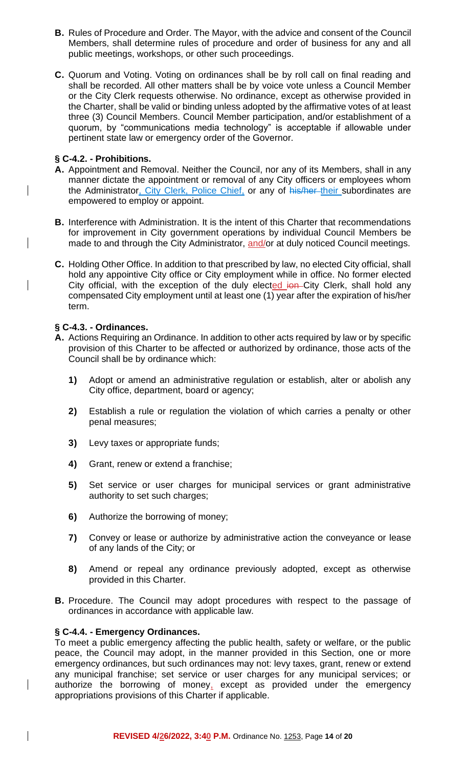**B.** Rules of Procedure and Order. The Mayor, with the advice and consent of the Council Members, shall determine rules of procedure and order of business for any and all public meetings, workshops, or other such proceedings.

**C.** Quorum and Voting. Voting on ordinances shall be by roll call on final reading and shall be recorded. All other matters shall be by voice vote unless a Council Member or the City Clerk requests otherwise. No ordinance, except as otherwise provided in the Charter, shall be valid or binding unless adopted by the affirmative votes of at least three (3) Council Members. Council Member participation, and/or establishment of a quorum, by "communications media technology" is acceptable if allowable under pertinent state law or emergency order of the Governor.

### § C-4.2. - Prohibitions.

**A.** Appointment and Removal. Neither the Council, nor any of its Members, shall in any manner dictate the appointment or removal of any City officers or employees whom the Administrator, City Clerk, Police Chief, or any of ~~his/her~~ their subordinates are empowered to employ or appoint.

**B.** Interference with Administration. It is the intent of this Charter that recommendations for improvement in City government operations by individual Council Members be made to and through the City Administrator, and/or at duly noticed Council meetings.

**C.** Holding Other Office. In addition to that prescribed by law, no elected City official, shall hold any appointive City office or City employment while in office. No former elected City official, with the exception of the duly elected ~~ion~~ City Clerk, shall hold any compensated City employment until at least one (1) year after the expiration of his/her term.

### § C-4.3. - Ordinances.

**A.** Actions Requiring an Ordinance. In addition to other acts required by law or by specific provision of this Charter to be affected or authorized by ordinance, those acts of the Council shall be by ordinance which:

**1)** Adopt or amend an administrative regulation or establish, alter or abolish any City office, department, board or agency;

**2)** Establish a rule or regulation the violation of which carries a penalty or other penal measures;

**3)** Levy taxes or appropriate funds;

**4)** Grant, renew or extend a franchise;

**5)** Set service or user charges for municipal services or grant administrative authority to set such charges;

**6)** Authorize the borrowing of money;

**7)** Convey or lease or authorize by administrative action the conveyance or lease of any lands of the City; or

**8)** Amend or repeal any ordinance previously adopted, except as otherwise provided in this Charter.

**B.** Procedure. The Council may adopt procedures with respect to the passage of ordinances in accordance with applicable law.

### § C-4.4. - Emergency Ordinances.

To meet a public emergency affecting the public health, safety or welfare, or the public peace, the Council may adopt, in the manner provided in this Section, one or more emergency ordinances, but such ordinances may not: levy taxes, grant, renew or extend any municipal franchise; set service or user charges for any municipal services; or authorize the borrowing of money, except as provided under the emergency appropriations provisions of this Charter if applicable.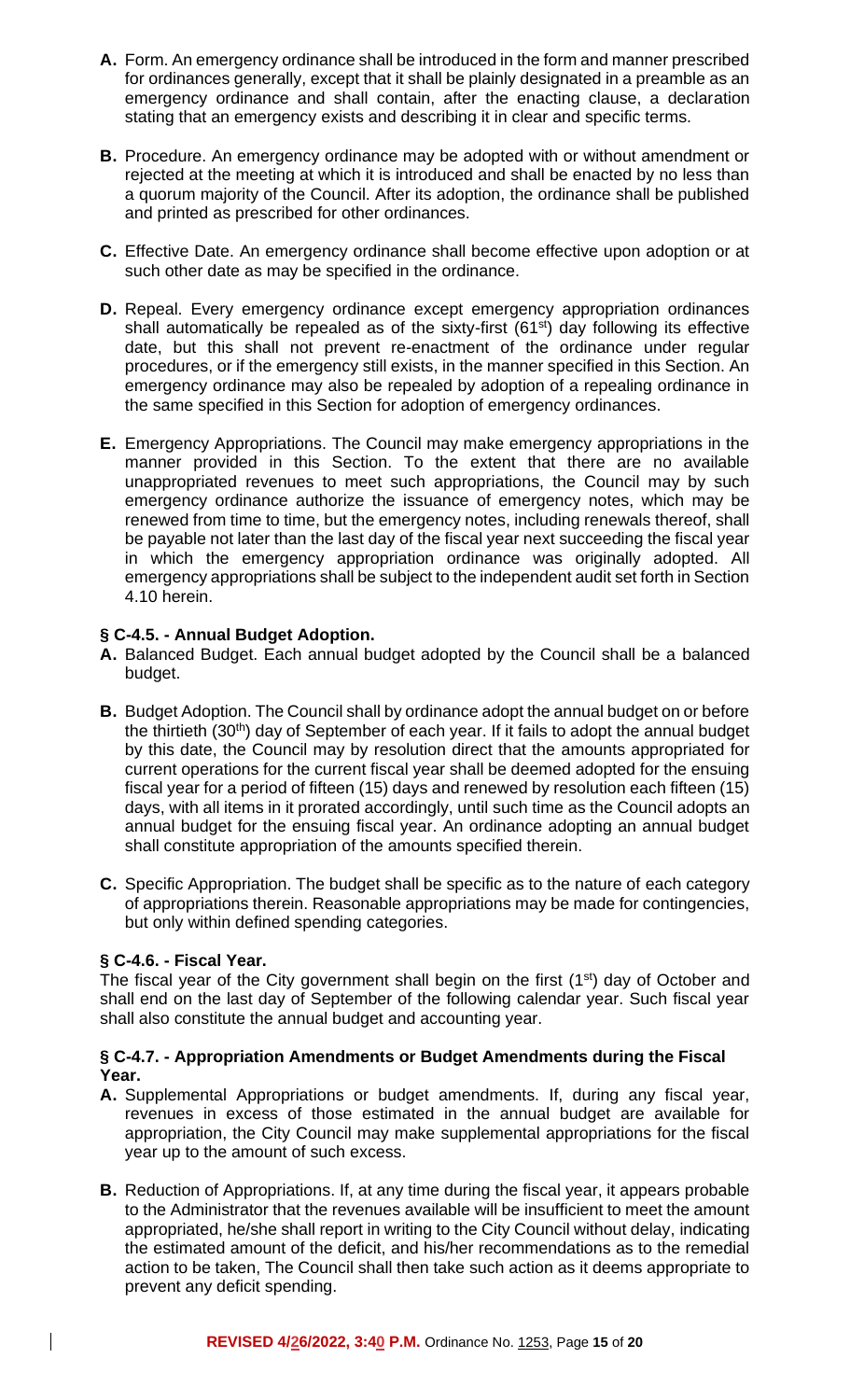**A.** Form. An emergency ordinance shall be introduced in the form and manner prescribed for ordinances generally, except that it shall be plainly designated in a preamble as an emergency ordinance and shall contain, after the enacting clause, a declaration stating that an emergency exists and describing it in clear and specific terms.

**B.** Procedure. An emergency ordinance may be adopted with or without amendment or rejected at the meeting at which it is introduced and shall be enacted by no less than a quorum majority of the Council. After its adoption, the ordinance shall be published and printed as prescribed for other ordinances.

**C.** Effective Date. An emergency ordinance shall become effective upon adoption or at such other date as may be specified in the ordinance.

**D.** Repeal. Every emergency ordinance except emergency appropriation ordinances shall automatically be repealed as of the sixty-first (61st) day following its effective date, but this shall not prevent re-enactment of the ordinance under regular procedures, or if the emergency still exists, in the manner specified in this Section. An emergency ordinance may also be repealed by adoption of a repealing ordinance in the same specified in this Section for adoption of emergency ordinances.

**E.** Emergency Appropriations. The Council may make emergency appropriations in the manner provided in this Section. To the extent that there are no available unappropriated revenues to meet such appropriations, the Council may by such emergency ordinance authorize the issuance of emergency notes, which may be renewed from time to time, but the emergency notes, including renewals thereof, shall be payable not later than the last day of the fiscal year next succeeding the fiscal year in which the emergency appropriation ordinance was originally adopted. All emergency appropriations shall be subject to the independent audit set forth in Section 4.10 herein.

### § C-4.5. - Annual Budget Adoption.

**A.** Balanced Budget. Each annual budget adopted by the Council shall be a balanced budget.

**B.** Budget Adoption. The Council shall by ordinance adopt the annual budget on or before the thirtieth (30th) day of September of each year. If it fails to adopt the annual budget by this date, the Council may by resolution direct that the amounts appropriated for current operations for the current fiscal year shall be deemed adopted for the ensuing fiscal year for a period of fifteen (15) days and renewed by resolution each fifteen (15) days, with all items in it prorated accordingly, until such time as the Council adopts an annual budget for the ensuing fiscal year. An ordinance adopting an annual budget shall constitute appropriation of the amounts specified therein.

**C.** Specific Appropriation. The budget shall be specific as to the nature of each category of appropriations therein. Reasonable appropriations may be made for contingencies, but only within defined spending categories.

### § C-4.6. - Fiscal Year.

The fiscal year of the City government shall begin on the first (1st) day of October and shall end on the last day of September of the following calendar year. Such fiscal year shall also constitute the annual budget and accounting year.

### § C-4.7. - Appropriation Amendments or Budget Amendments during the Fiscal Year.

**A.** Supplemental Appropriations or budget amendments. If, during any fiscal year, revenues in excess of those estimated in the annual budget are available for appropriation, the City Council may make supplemental appropriations for the fiscal year up to the amount of such excess.

**B.** Reduction of Appropriations. If, at any time during the fiscal year, it appears probable to the Administrator that the revenues available will be insufficient to meet the amount appropriated, he/she shall report in writing to the City Council without delay, indicating the estimated amount of the deficit, and his/her recommendations as to the remedial action to be taken, The Council shall then take such action as it deems appropriate to prevent any deficit spending.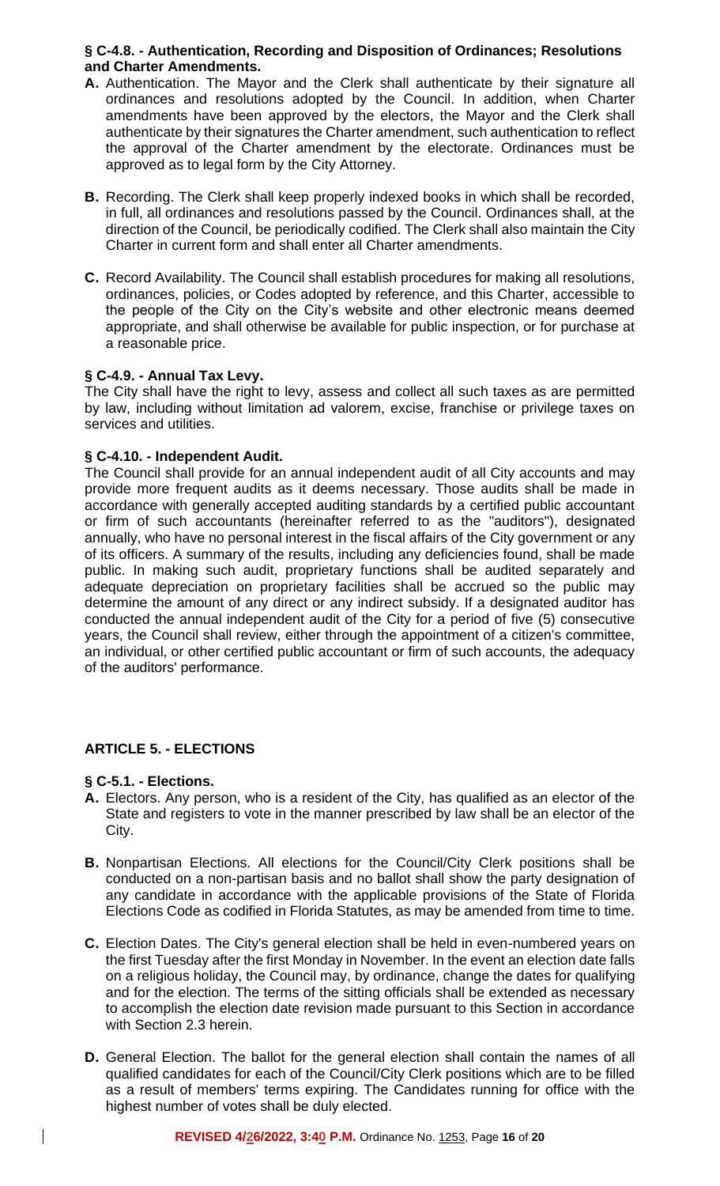### § C-4.8. - Authentication, Recording and Disposition of Ordinances; Resolutions and Charter Amendments.

**A.** Authentication. The Mayor and the Clerk shall authenticate by their signature all ordinances and resolutions adopted by the Council. In addition, when Charter amendments have been approved by the electors, the Mayor and the Clerk shall authenticate by their signatures the Charter amendment, such authentication to reflect the approval of the Charter amendment by the electorate. Ordinances must be approved as to legal form by the City Attorney.

**B.** Recording. The Clerk shall keep properly indexed books in which shall be recorded, in full, all ordinances and resolutions passed by the Council. Ordinances shall, at the direction of the Council, be periodically codified. The Clerk shall also maintain the City Charter in current form and shall enter all Charter amendments.

**C.** Record Availability. The Council shall establish procedures for making all resolutions, ordinances, policies, or Codes adopted by reference, and this Charter, accessible to the people of the City on the City's website and other electronic means deemed appropriate, and shall otherwise be available for public inspection, or for purchase at a reasonable price.

### § C-4.9. - Annual Tax Levy.

The City shall have the right to levy, assess and collect all such taxes as are permitted by law, including without limitation ad valorem, excise, franchise or privilege taxes on services and utilities.

### § C-4.10. - Independent Audit.

The Council shall provide for an annual independent audit of all City accounts and may provide more frequent audits as it deems necessary. Those audits shall be made in accordance with generally accepted auditing standards by a certified public accountant or firm of such accountants (hereinafter referred to as the "auditors"), designated annually, who have no personal interest in the fiscal affairs of the City government or any of its officers. A summary of the results, including any deficiencies found, shall be made public. In making such audit, proprietary functions shall be audited separately and adequate depreciation on proprietary facilities shall be accrued so the public may determine the amount of any direct or any indirect subsidy. If a designated auditor has conducted the annual independent audit of the City for a period of five (5) consecutive years, the Council shall review, either through the appointment of a citizen's committee, an individual, or other certified public accountant or firm of such accounts, the adequacy of the auditors' performance.

## ARTICLE 5. - ELECTIONS

### § C-5.1. - Elections.

**A.** Electors. Any person, who is a resident of the City, has qualified as an elector of the State and registers to vote in the manner prescribed by law shall be an elector of the City.

**B.** Nonpartisan Elections. All elections for the Council/City Clerk positions shall be conducted on a non-partisan basis and no ballot shall show the party designation of any candidate in accordance with the applicable provisions of the State of Florida Elections Code as codified in Florida Statutes, as may be amended from time to time.

**C.** Election Dates. The City's general election shall be held in even-numbered years on the first Tuesday after the first Monday in November. In the event an election date falls on a religious holiday, the Council may, by ordinance, change the dates for qualifying and for the election. The terms of the sitting officials shall be extended as necessary to accomplish the election date revision made pursuant to this Section in accordance with Section 2.3 herein.

**D.** General Election. The ballot for the general election shall contain the names of all qualified candidates for each of the Council/City Clerk positions which are to be filled as a result of members' terms expiring. The Candidates running for office with the highest number of votes shall be duly elected.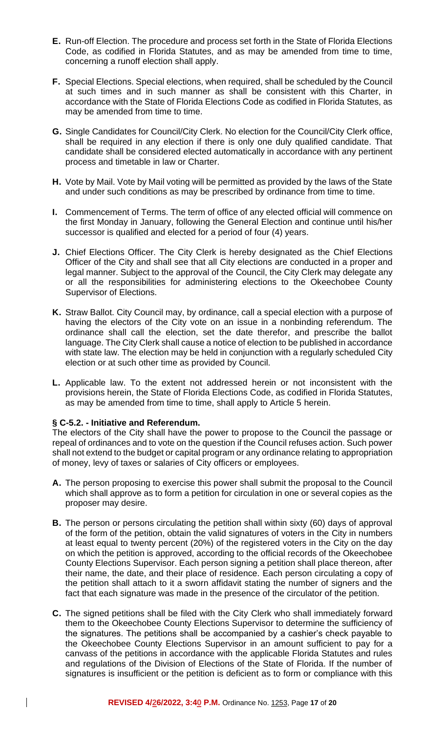**E.** Run-off Election. The procedure and process set forth in the State of Florida Elections Code, as codified in Florida Statutes, and as may be amended from time to time, concerning a runoff election shall apply.

**F.** Special Elections. Special elections, when required, shall be scheduled by the Council at such times and in such manner as shall be consistent with this Charter, in accordance with the State of Florida Elections Code as codified in Florida Statutes, as may be amended from time to time.

**G.** Single Candidates for Council/City Clerk. No election for the Council/City Clerk office, shall be required in any election if there is only one duly qualified candidate. That candidate shall be considered elected automatically in accordance with any pertinent process and timetable in law or Charter.

**H.** Vote by Mail. Vote by Mail voting will be permitted as provided by the laws of the State and under such conditions as may be prescribed by ordinance from time to time.

**I.** Commencement of Terms. The term of office of any elected official will commence on the first Monday in January, following the General Election and continue until his/her successor is qualified and elected for a period of four (4) years.

**J.** Chief Elections Officer. The City Clerk is hereby designated as the Chief Elections Officer of the City and shall see that all City elections are conducted in a proper and legal manner. Subject to the approval of the Council, the City Clerk may delegate any or all the responsibilities for administering elections to the Okeechobee County Supervisor of Elections.

**K.** Straw Ballot. City Council may, by ordinance, call a special election with a purpose of having the electors of the City vote on an issue in a nonbinding referendum. The ordinance shall call the election, set the date therefor, and prescribe the ballot language. The City Clerk shall cause a notice of election to be published in accordance with state law. The election may be held in conjunction with a regularly scheduled City election or at such other time as provided by Council.

**L.** Applicable law. To the extent not addressed herein or not inconsistent with the provisions herein, the State of Florida Elections Code, as codified in Florida Statutes, as may be amended from time to time, shall apply to Article 5 herein.

**§ C-5.2. - Initiative and Referendum.**

The electors of the City shall have the power to propose to the Council the passage or repeal of ordinances and to vote on the question if the Council refuses action. Such power shall not extend to the budget or capital program or any ordinance relating to appropriation of money, levy of taxes or salaries of City officers or employees.

**A.** The person proposing to exercise this power shall submit the proposal to the Council which shall approve as to form a petition for circulation in one or several copies as the proposer may desire.

**B.** The person or persons circulating the petition shall within sixty (60) days of approval of the form of the petition, obtain the valid signatures of voters in the City in numbers at least equal to twenty percent (20%) of the registered voters in the City on the day on which the petition is approved, according to the official records of the Okeechobee County Elections Supervisor. Each person signing a petition shall place thereon, after their name, the date, and their place of residence. Each person circulating a copy of the petition shall attach to it a sworn affidavit stating the number of signers and the fact that each signature was made in the presence of the circulator of the petition.

**C.** The signed petitions shall be filed with the City Clerk who shall immediately forward them to the Okeechobee County Elections Supervisor to determine the sufficiency of the signatures. The petitions shall be accompanied by a cashier's check payable to the Okeechobee County Elections Supervisor in an amount sufficient to pay for a canvass of the petitions in accordance with the applicable Florida Statutes and rules and regulations of the Division of Elections of the State of Florida. If the number of signatures is insufficient or the petition is deficient as to form or compliance with this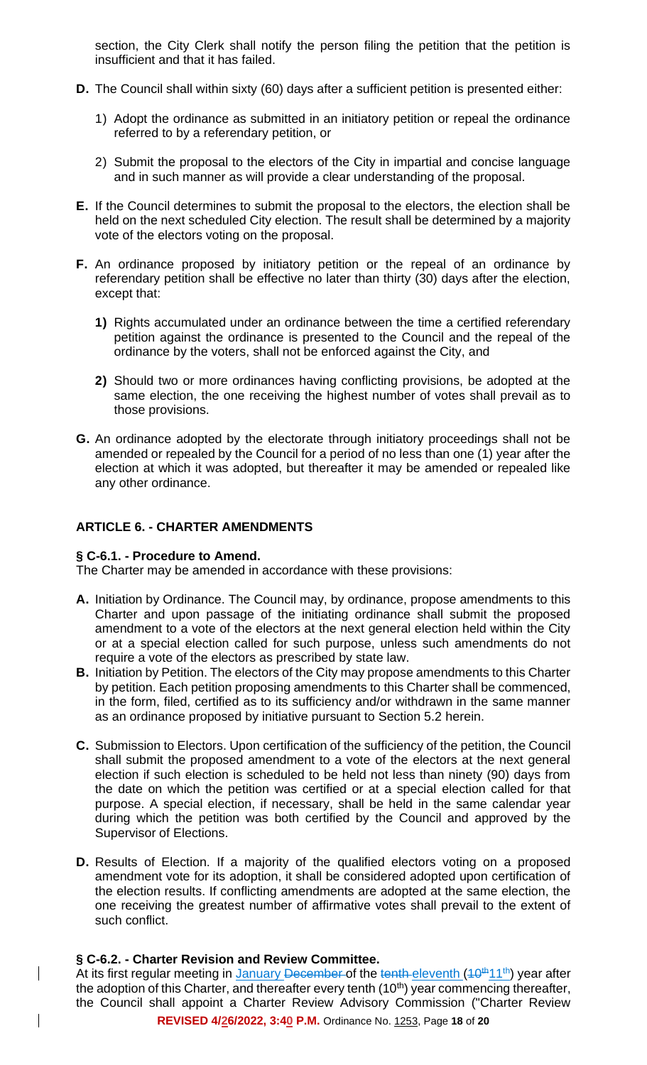section, the City Clerk shall notify the person filing the petition that the petition is insufficient and that it has failed.

**D.** The Council shall within sixty (60) days after a sufficient petition is presented either:

1) Adopt the ordinance as submitted in an initiatory petition or repeal the ordinance referred to by a referendary petition, or

2) Submit the proposal to the electors of the City in impartial and concise language and in such manner as will provide a clear understanding of the proposal.

**E.** If the Council determines to submit the proposal to the electors, the election shall be held on the next scheduled City election. The result shall be determined by a majority vote of the electors voting on the proposal.

**F.** An ordinance proposed by initiatory petition or the repeal of an ordinance by referendary petition shall be effective no later than thirty (30) days after the election, except that:

**1)** Rights accumulated under an ordinance between the time a certified referendary petition against the ordinance is presented to the Council and the repeal of the ordinance by the voters, shall not be enforced against the City, and

**2)** Should two or more ordinances having conflicting provisions, be adopted at the same election, the one receiving the highest number of votes shall prevail as to those provisions.

**G.** An ordinance adopted by the electorate through initiatory proceedings shall not be amended or repealed by the Council for a period of no less than one (1) year after the election at which it was adopted, but thereafter it may be amended or repealed like any other ordinance.

## ARTICLE 6. - CHARTER AMENDMENTS

### § C-6.1. - Procedure to Amend.

The Charter may be amended in accordance with these provisions:

**A.** Initiation by Ordinance. The Council may, by ordinance, propose amendments to this Charter and upon passage of the initiating ordinance shall submit the proposed amendment to a vote of the electors at the next general election held within the City or at a special election called for such purpose, unless such amendments do not require a vote of the electors as prescribed by state law.

**B.** Initiation by Petition. The electors of the City may propose amendments to this Charter by petition. Each petition proposing amendments to this Charter shall be commenced, in the form, filed, certified as to its sufficiency and/or withdrawn in the same manner as an ordinance proposed by initiative pursuant to Section 5.2 herein.

**C.** Submission to Electors. Upon certification of the sufficiency of the petition, the Council shall submit the proposed amendment to a vote of the electors at the next general election if such election is scheduled to be held not less than ninety (90) days from the date on which the petition was certified or at a special election called for that purpose. A special election, if necessary, shall be held in the same calendar year during which the petition was both certified by the Council and approved by the Supervisor of Elections.

**D.** Results of Election. If a majority of the qualified electors voting on a proposed amendment vote for its adoption, it shall be considered adopted upon certification of the election results. If conflicting amendments are adopted at the same election, the one receiving the greatest number of affirmative votes shall prevail to the extent of such conflict.

### § C-6.2. - Charter Revision and Review Committee.

At its first regular meeting in January ~~December~~ of the ~~tenth~~ eleventh (~~10th~~11th) year after the adoption of this Charter, and thereafter every tenth (10th) year commencing thereafter, the Council shall appoint a Charter Review Advisory Commission ("Charter Review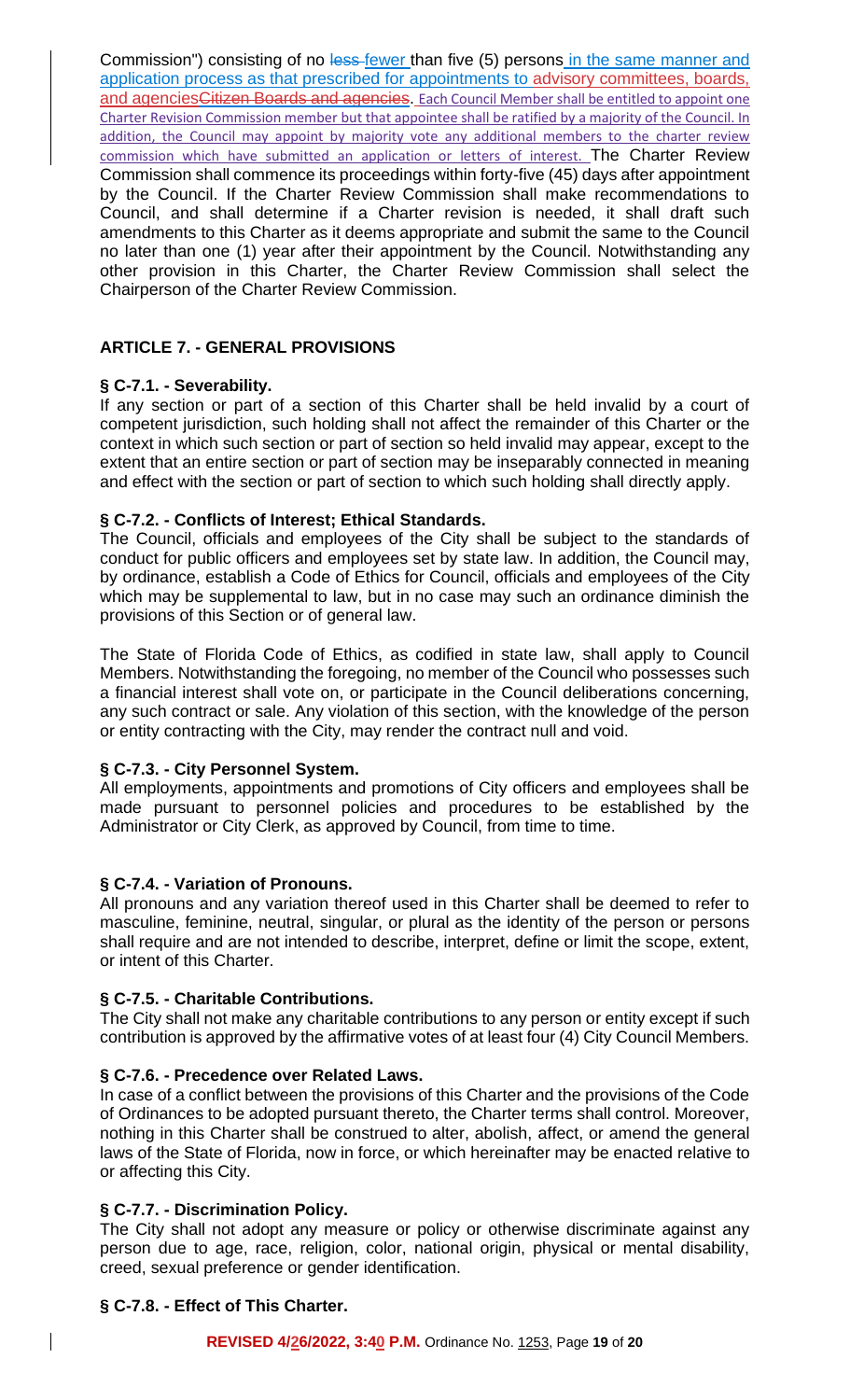Commission") consisting of no ~~less~~ fewer than five (5) persons in the same manner and application process as that prescribed for appointments to advisory committees, boards, and agencies~~Citizen Boards and agencies~~. Each Council Member shall be entitled to appoint one Charter Revision Commission member but that appointee shall be ratified by a majority of the Council. In addition, the Council may appoint by majority vote any additional members to the charter review commission which have submitted an application or letters of interest. The Charter Review Commission shall commence its proceedings within forty-five (45) days after appointment by the Council. If the Charter Review Commission shall make recommendations to Council, and shall determine if a Charter revision is needed, it shall draft such amendments to this Charter as it deems appropriate and submit the same to the Council no later than one (1) year after their appointment by the Council. Notwithstanding any other provision in this Charter, the Charter Review Commission shall select the Chairperson of the Charter Review Commission.

## ARTICLE 7. - GENERAL PROVISIONS

### § C-7.1. - Severability.

If any section or part of a section of this Charter shall be held invalid by a court of competent jurisdiction, such holding shall not affect the remainder of this Charter or the context in which such section or part of section so held invalid may appear, except to the extent that an entire section or part of section may be inseparably connected in meaning and effect with the section or part of section to which such holding shall directly apply.

### § C-7.2. - Conflicts of Interest; Ethical Standards.

The Council, officials and employees of the City shall be subject to the standards of conduct for public officers and employees set by state law. In addition, the Council may, by ordinance, establish a Code of Ethics for Council, officials and employees of the City which may be supplemental to law, but in no case may such an ordinance diminish the provisions of this Section or of general law.

The State of Florida Code of Ethics, as codified in state law, shall apply to Council Members. Notwithstanding the foregoing, no member of the Council who possesses such a financial interest shall vote on, or participate in the Council deliberations concerning, any such contract or sale. Any violation of this section, with the knowledge of the person or entity contracting with the City, may render the contract null and void.

### § C-7.3. - City Personnel System.

All employments, appointments and promotions of City officers and employees shall be made pursuant to personnel policies and procedures to be established by the Administrator or City Clerk, as approved by Council, from time to time.

### § C-7.4. - Variation of Pronouns.

All pronouns and any variation thereof used in this Charter shall be deemed to refer to masculine, feminine, neutral, singular, or plural as the identity of the person or persons shall require and are not intended to describe, interpret, define or limit the scope, extent, or intent of this Charter.

### § C-7.5. - Charitable Contributions.

The City shall not make any charitable contributions to any person or entity except if such contribution is approved by the affirmative votes of at least four (4) City Council Members.

### § C-7.6. - Precedence over Related Laws.

In case of a conflict between the provisions of this Charter and the provisions of the Code of Ordinances to be adopted pursuant thereto, the Charter terms shall control. Moreover, nothing in this Charter shall be construed to alter, abolish, affect, or amend the general laws of the State of Florida, now in force, or which hereinafter may be enacted relative to or affecting this City.

### § C-7.7. - Discrimination Policy.

The City shall not adopt any measure or policy or otherwise discriminate against any person due to age, race, religion, color, national origin, physical or mental disability, creed, sexual preference or gender identification.

### § C-7.8. - Effect of This Charter.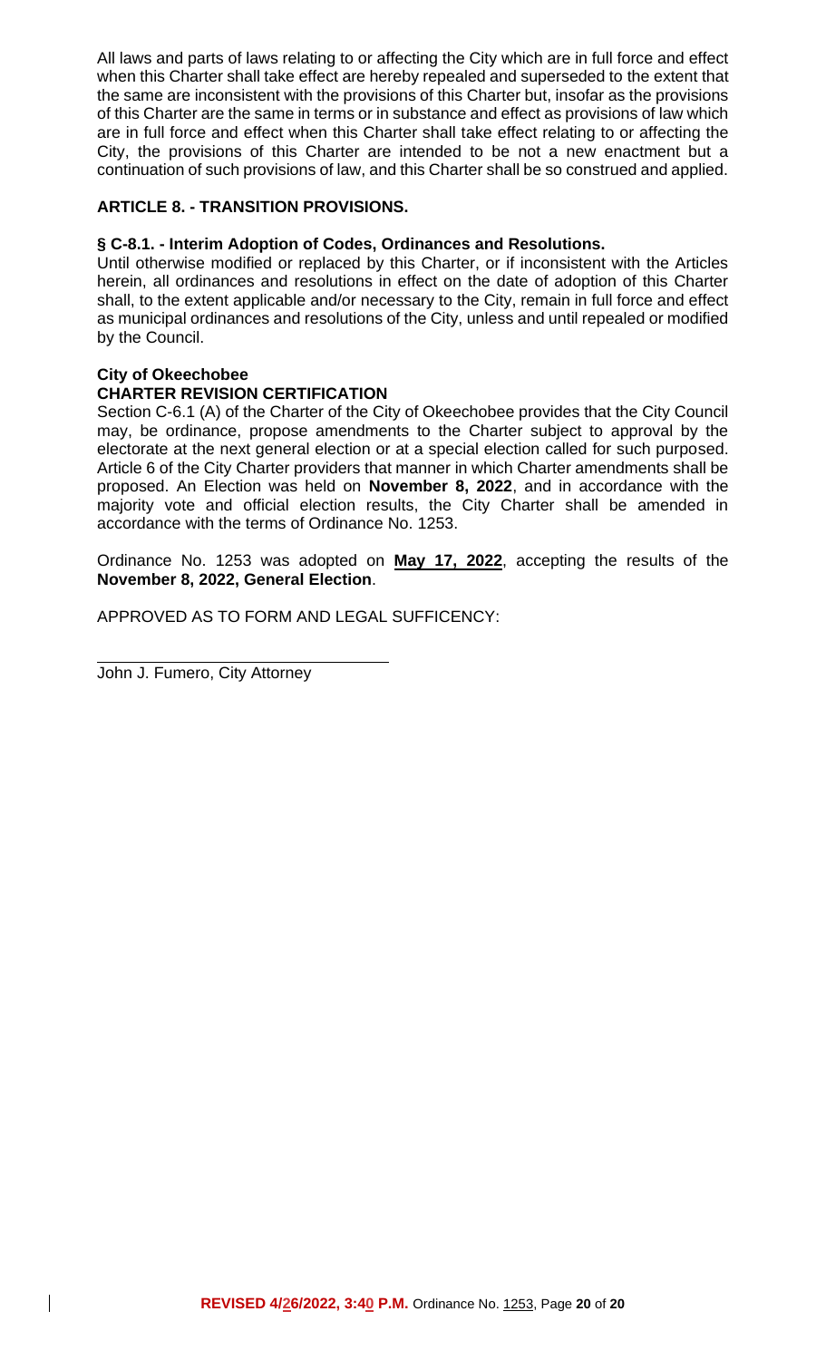All laws and parts of laws relating to or affecting the City which are in full force and effect when this Charter shall take effect are hereby repealed and superseded to the extent that the same are inconsistent with the provisions of this Charter but, insofar as the provisions of this Charter are the same in terms or in substance and effect as provisions of law which are in full force and effect when this Charter shall take effect relating to or affecting the City, the provisions of this Charter are intended to be not a new enactment but a continuation of such provisions of law, and this Charter shall be so construed and applied.

## ARTICLE 8. - TRANSITION PROVISIONS.

### § C-8.1. - Interim Adoption of Codes, Ordinances and Resolutions.

Until otherwise modified or replaced by this Charter, or if inconsistent with the Articles herein, all ordinances and resolutions in effect on the date of adoption of this Charter shall, to the extent applicable and/or necessary to the City, remain in full force and effect as municipal ordinances and resolutions of the City, unless and until repealed or modified by the Council.

**City of Okeechobee**
**CHARTER REVISION CERTIFICATION**

Section C-6.1 (A) of the Charter of the City of Okeechobee provides that the City Council may, be ordinance, propose amendments to the Charter subject to approval by the electorate at the next general election or at a special election called for such purposed. Article 6 of the City Charter providers that manner in which Charter amendments shall be proposed. An Election was held on **November 8, 2022**, and in accordance with the majority vote and official election results, the City Charter shall be amended in accordance with the terms of Ordinance No. 1253.

Ordinance No. 1253 was adopted on **May 17, 2022**, accepting the results of the **November 8, 2022, General Election**.

APPROVED AS TO FORM AND LEGAL SUFFICENCY:

______________________________
John J. Fumero, City Attorney